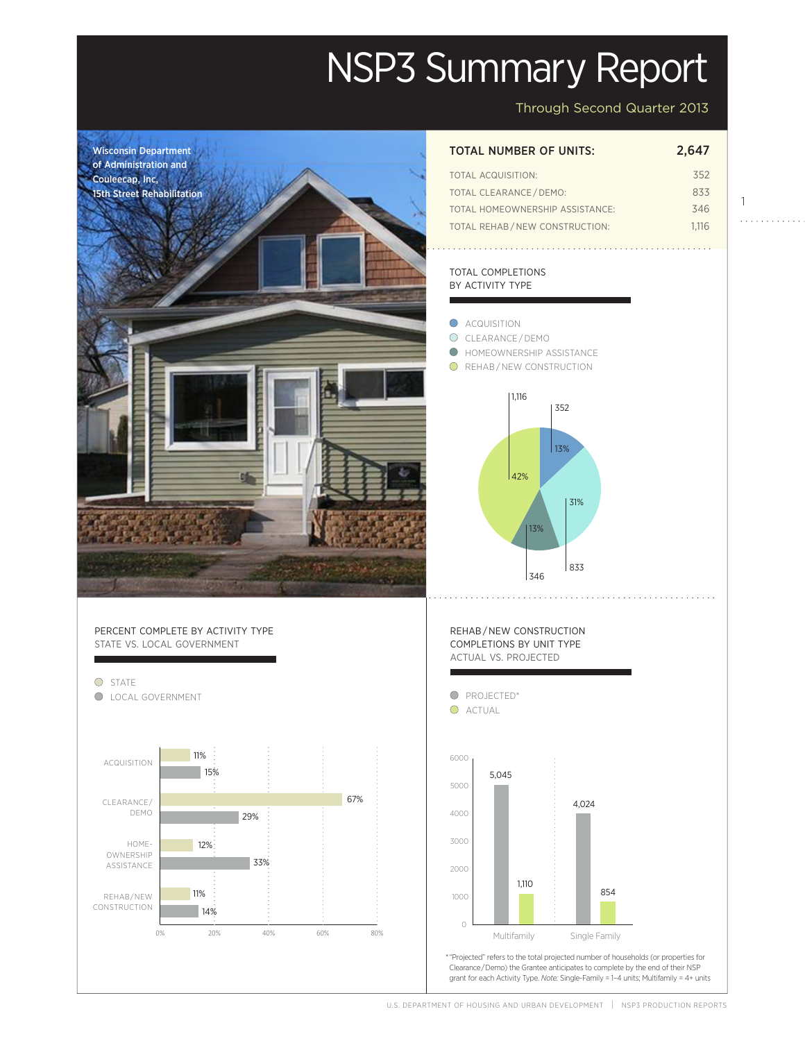# NSP3 Summary Report

Through Second Quarter 2013

Wisconsin Department of Administration and Couleecap, Inc, 15th Street Rehabilitation

| TOTAL NUMBER OF UNITS: | 2,647 |
|---|---|
| TOTAL ACQUISITION: | 352 |
| TOTAL CLEARANCE / DEMO: | 833 |
| TOTAL HOMEOWNERSHIP ASSISTANCE: | 346 |
| TOTAL REHAB / NEW CONSTRUCTION: | 1,116 |

## TOTAL COMPLETIONS BY ACTIVITY TYPE

| Activity Type | Units | Percent |
|---|---|---|
| ACQUISITION | 352 | 13% |
| CLEARANCE / DEMO | 833 | 31% |
| HOMEOWNERSHIP ASSISTANCE | 346 | 13% |
| REHAB / NEW CONSTRUCTION | 1,116 | 42% |

## PERCENT COMPLETE BY ACTIVITY TYPE STATE VS. LOCAL GOVERNMENT

| Activity Type | State | Local Government |
|---|---|---|
| ACQUISITION | 11% | 15% |
| CLEARANCE/ DEMO | 67% | 29% |
| HOME-OWNERSHIP ASSISTANCE | 12% | 33% |
| REHAB/NEW CONSTRUCTION | 11% | 14% |

## REHAB / NEW CONSTRUCTION COMPLETIONS BY UNIT TYPE ACTUAL VS. PROJECTED

| Unit Type | Projected* | Actual |
|---|---|---|
| Multifamily | 5,045 | 1,110 |
| Single Family | 4,024 | 854 |

*"Projected" refers to the total projected number of households (or properties for Clearance / Demo) the Grantee anticipates to complete by the end of their NSP grant for each Activity Type. *Note:* Single-Family = 1–4 units; Multifamily = 4+ units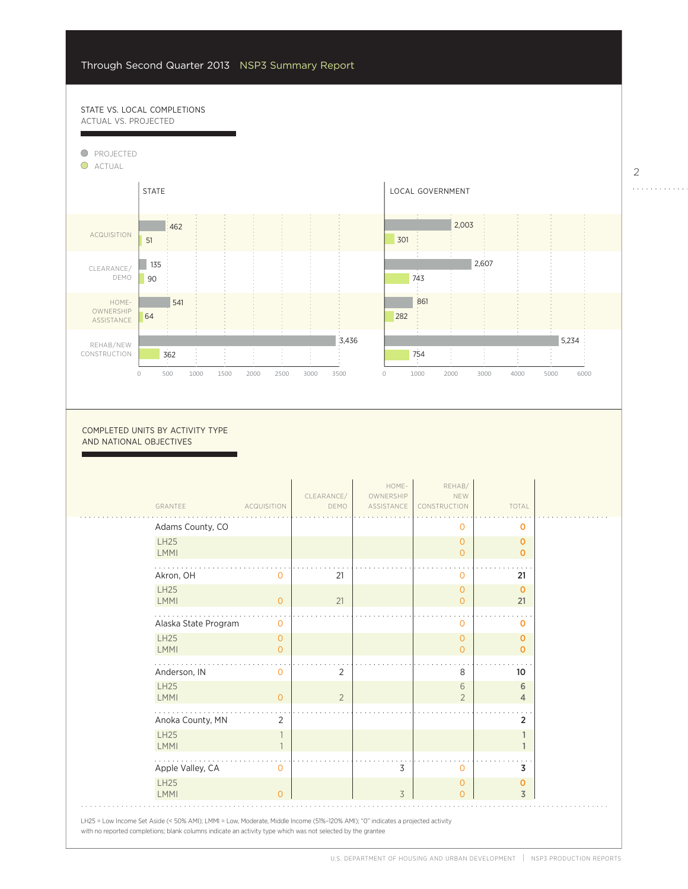Through Second Quarter 2013 NSP3 Summary Report

## STATE VS. LOCAL COMPLETIONS

ACTUAL VS. PROJECTED

PROJECTED
ACTUAL

| | STATE Projected | STATE Actual | LOCAL GOVERNMENT Projected | LOCAL GOVERNMENT Actual |
|---|---|---|---|---|
| ACQUISITION | 462 | 51 | 2,003 | 301 |
| CLEARANCE/ DEMO | 135 | 90 | 2,607 | 743 |
| HOME-OWNERSHIP ASSISTANCE | 541 | 64 | 861 | 282 |
| REHAB/NEW CONSTRUCTION | 3,436 | 362 | 5,234 | 754 |

## COMPLETED UNITS BY ACTIVITY TYPE AND NATIONAL OBJECTIVES

| GRANTEE | ACQUISITION | CLEARANCE/ DEMO | HOME-OWNERSHIP ASSISTANCE | REHAB/ NEW CONSTRUCTION | TOTAL |
|---|---|---|---|---|---|
| Adams County, CO | | | | 0 | 0 |
| LH25 | | | | 0 | 0 |
| LMMI | | | | 0 | 0 |
| Akron, OH | 0 | 21 | | 0 | 21 |
| LH25 | | | | 0 | 0 |
| LMMI | 0 | 21 | | 0 | 21 |
| Alaska State Program | 0 | | | 0 | 0 |
| LH25 | 0 | | | 0 | 0 |
| LMMI | 0 | | | 0 | 0 |
| Anderson, IN | 0 | 2 | | 8 | 10 |
| LH25 | | | | 6 | 6 |
| LMMI | 0 | 2 | | 2 | 4 |
| Anoka County, MN | 2 | | | | 2 |
| LH25 | 1 | | | | 1 |
| LMMI | 1 | | | | 1 |
| Apple Valley, CA | 0 | | 3 | 0 | 3 |
| LH25 | | | | 0 | 0 |
| LMMI | 0 | | 3 | 0 | 3 |

LH25 = Low Income Set Aside (< 50% AMI); LMMI = Low, Moderate, Middle Income (51%–120% AMI); "0" indicates a projected activity with no reported completions; blank columns indicate an activity type which was not selected by the grantee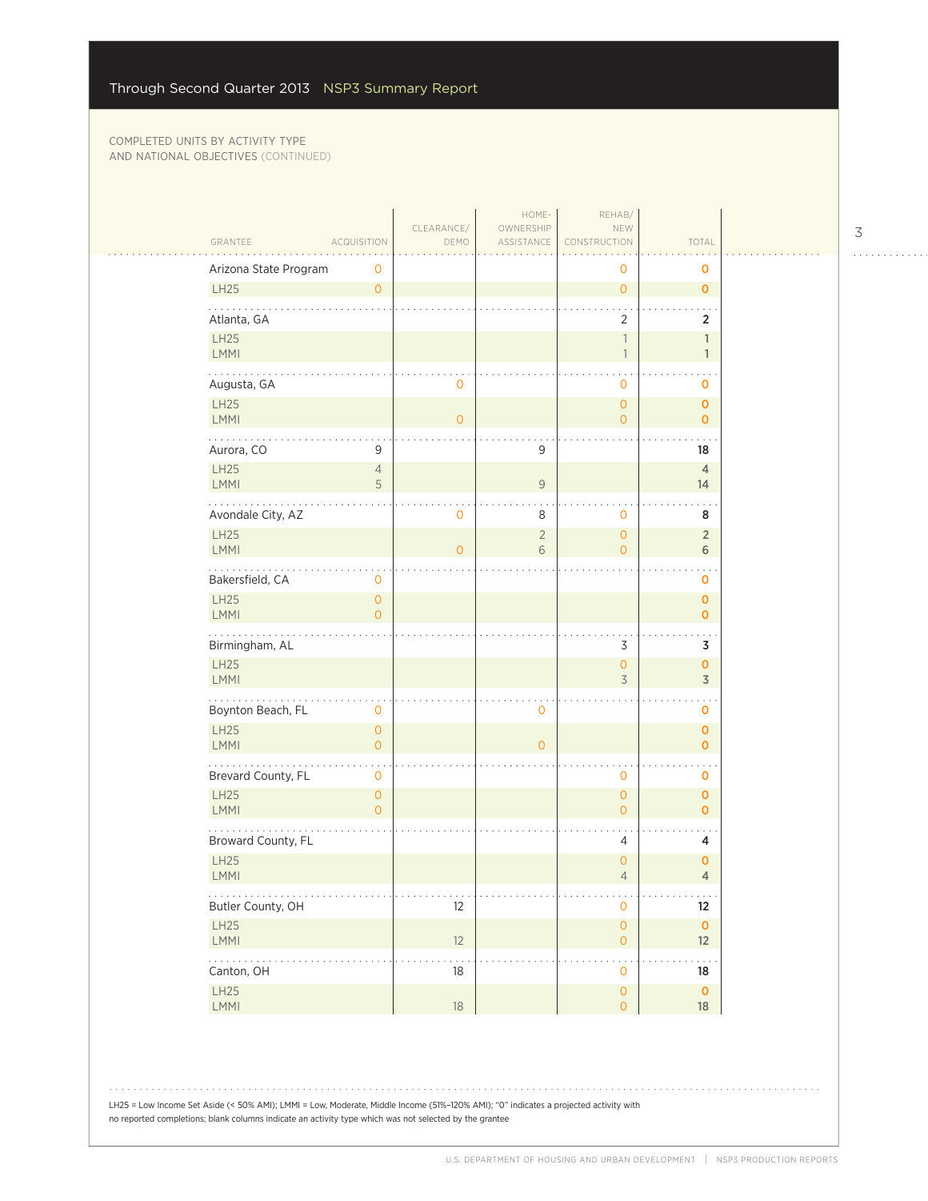Through Second Quarter 2013 NSP3 Summary Report

COMPLETED UNITS BY ACTIVITY TYPE AND NATIONAL OBJECTIVES (CONTINUED)

| GRANTEE | ACQUISITION | CLEARANCE/ DEMO | HOME-OWNERSHIP ASSISTANCE | REHAB/ NEW CONSTRUCTION | TOTAL |
|---|---|---|---|---|---|
| Arizona State Program | 0 | | | 0 | 0 |
| LH25 | 0 | | | 0 | 0 |
| Atlanta, GA | | | | 2 | 2 |
| LH25 | | | | 1 | 1 |
| LMMI | | | | 1 | 1 |
| Augusta, GA | | 0 | | 0 | 0 |
| LH25 | | | | 0 | 0 |
| LMMI | | 0 | | 0 | 0 |
| Aurora, CO | 9 | | 9 | | 18 |
| LH25 | 4 | | | | 4 |
| LMMI | 5 | | 9 | | 14 |
| Avondale City, AZ | | 0 | 8 | 0 | 8 |
| LH25 | | | 2 | 0 | 2 |
| LMMI | | 0 | 6 | 0 | 6 |
| Bakersfield, CA | 0 | | | | 0 |
| LH25 | 0 | | | | 0 |
| LMMI | 0 | | | | 0 |
| Birmingham, AL | | | | 3 | 3 |
| LH25 | | | | 0 | 0 |
| LMMI | | | | 3 | 3 |
| Boynton Beach, FL | 0 | | 0 | | 0 |
| LH25 | 0 | | | | 0 |
| LMMI | 0 | | 0 | | 0 |
| Brevard County, FL | 0 | | | 0 | 0 |
| LH25 | 0 | | | 0 | 0 |
| LMMI | 0 | | | 0 | 0 |
| Broward County, FL | | | | 4 | 4 |
| LH25 | | | | 0 | 0 |
| LMMI | | | | 4 | 4 |
| Butler County, OH | | 12 | | 0 | 12 |
| LH25 | | | | 0 | 0 |
| LMMI | | 12 | | 0 | 12 |
| Canton, OH | | 18 | | 0 | 18 |
| LH25 | | | | 0 | 0 |
| LMMI | | 18 | | 0 | 18 |

LH25 = Low Income Set Aside (< 50% AMI); LMMI = Low, Moderate, Middle Income (51%–120% AMI); "0" indicates a projected activity with no reported completions; blank columns indicate an activity type which was not selected by the grantee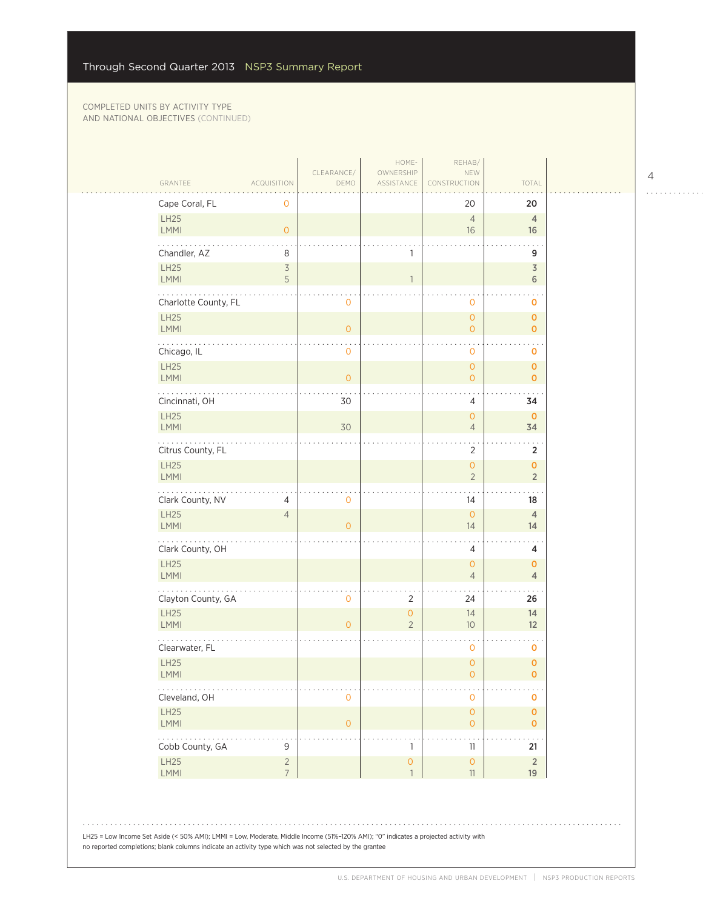COMPLETED UNITS BY ACTIVITY TYPE AND NATIONAL OBJECTIVES (CONTINUED)

| GRANTEE | ACQUISITION | CLEARANCE/ DEMO | HOME- OWNERSHIP ASSISTANCE | REHAB/ NEW CONSTRUCTION | TOTAL |
|---|---|---|---|---|---|
| Cape Coral, FL | 0 | | | 20 | **20** |
| LH25 | | | | 4 | 4 |
| LMMI | 0 | | | 16 | 16 |
| Chandler, AZ | 8 | | 1 | | **9** |
| LH25 | 3 | | | | 3 |
| LMMI | 5 | | 1 | | 6 |
| Charlotte County, FL | | 0 | | 0 | **0** |
| LH25 | | | | 0 | 0 |
| LMMI | | 0 | | 0 | 0 |
| Chicago, IL | | 0 | | 0 | **0** |
| LH25 | | | | 0 | 0 |
| LMMI | | 0 | | 0 | 0 |
| Cincinnati, OH | | 30 | | 4 | **34** |
| LH25 | | | | 0 | 0 |
| LMMI | | 30 | | 4 | 34 |
| Citrus County, FL | | | | 2 | **2** |
| LH25 | | | | 0 | 0 |
| LMMI | | | | 2 | 2 |
| Clark County, NV | 4 | 0 | | 14 | **18** |
| LH25 | 4 | | | 0 | 4 |
| LMMI | | 0 | | 14 | 14 |
| Clark County, OH | | | | 4 | **4** |
| LH25 | | | | 0 | 0 |
| LMMI | | | | 4 | 4 |
| Clayton County, GA | | 0 | 2 | 24 | **26** |
| LH25 | | | 0 | 14 | 14 |
| LMMI | | 0 | 2 | 10 | 12 |
| Clearwater, FL | | | | 0 | **0** |
| LH25 | | | | 0 | 0 |
| LMMI | | | | 0 | 0 |
| Cleveland, OH | | 0 | | 0 | **0** |
| LH25 | | | | 0 | 0 |
| LMMI | | 0 | | 0 | 0 |
| Cobb County, GA | 9 | | 1 | 11 | **21** |
| LH25 | 2 | | 0 | 0 | 2 |
| LMMI | 7 | | 1 | 11 | 19 |

LH25 = Low Income Set Aside (< 50% AMI); LMMI = Low, Moderate, Middle Income (51%–120% AMI); "0" indicates a projected activity with no reported completions; blank columns indicate an activity type which was not selected by the grantee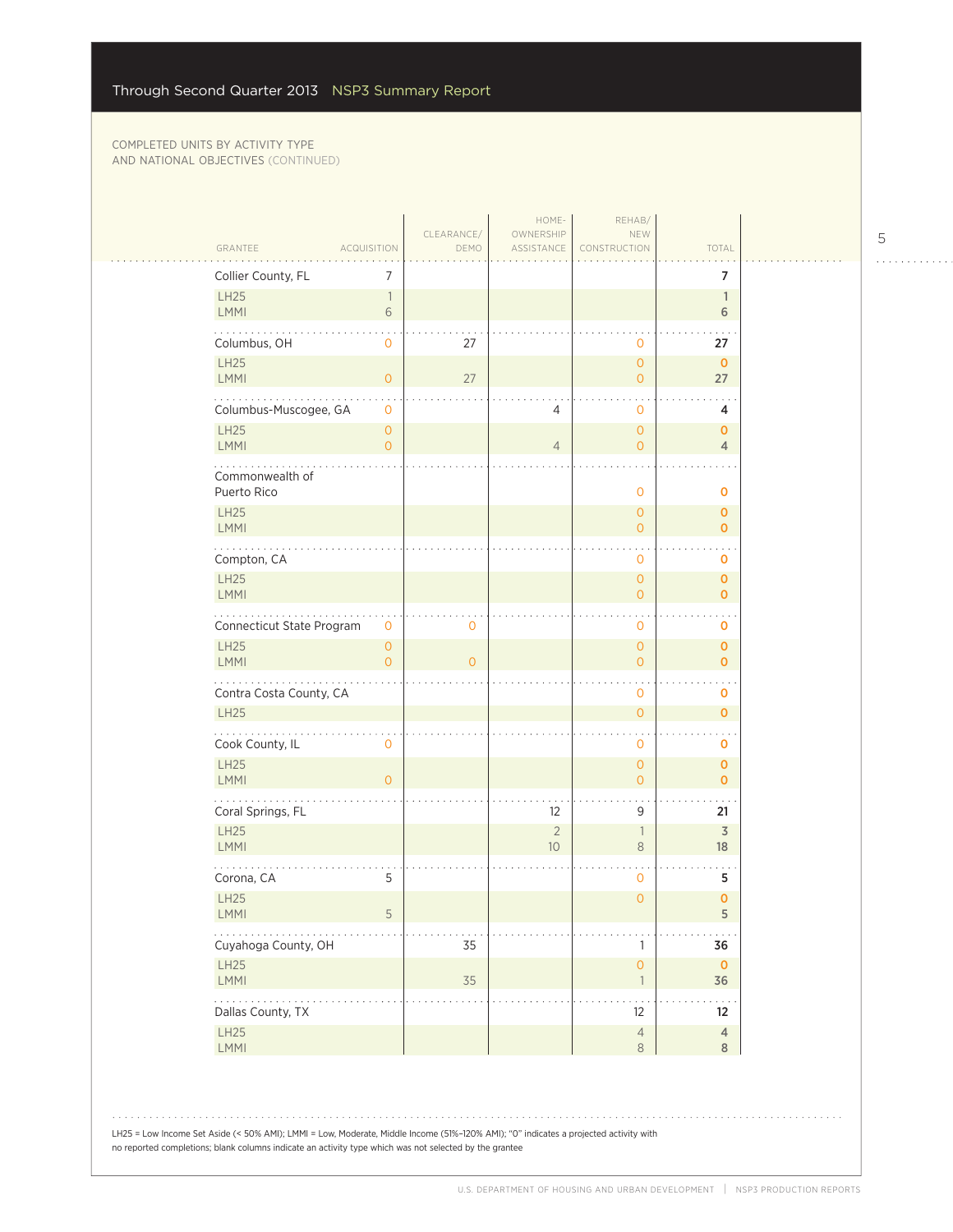COMPLETED UNITS BY ACTIVITY TYPE AND NATIONAL OBJECTIVES (CONTINUED)

| GRANTEE | ACQUISITION | CLEARANCE/ DEMO | HOME-OWNERSHIP ASSISTANCE | REHAB/ NEW CONSTRUCTION | TOTAL |
|---|---|---|---|---|---|
| Collier County, FL | 7 | | | | 7 |
| LH25 | 1 | | | | 1 |
| LMMI | 6 | | | | 6 |
| Columbus, OH | 0 | 27 | | 0 | 27 |
| LH25 | | | | 0 | 0 |
| LMMI | 0 | 27 | | 0 | 27 |
| Columbus-Muscogee, GA | 0 | | 4 | 0 | 4 |
| LH25 | 0 | | | 0 | 0 |
| LMMI | 0 | | 4 | 0 | 4 |
| Commonwealth of Puerto Rico | | | | 0 | 0 |
| LH25 | | | | 0 | 0 |
| LMMI | | | | 0 | 0 |
| Compton, CA | | | | 0 | 0 |
| LH25 | | | | 0 | 0 |
| LMMI | | | | 0 | 0 |
| Connecticut State Program | 0 | 0 | | 0 | 0 |
| LH25 | 0 | | | 0 | 0 |
| LMMI | 0 | 0 | | 0 | 0 |
| Contra Costa County, CA | | | | 0 | 0 |
| LH25 | | | | 0 | 0 |
| Cook County, IL | 0 | | | 0 | 0 |
| LH25 | | | | 0 | 0 |
| LMMI | 0 | | | 0 | 0 |
| Coral Springs, FL | | | 12 | 9 | 21 |
| LH25 | | | 2 | 1 | 3 |
| LMMI | | | 10 | 8 | 18 |
| Corona, CA | 5 | | | 0 | 5 |
| LH25 | | | | 0 | 0 |
| LMMI | 5 | | | | 5 |
| Cuyahoga County, OH | | 35 | | 1 | 36 |
| LH25 | | | | 0 | 0 |
| LMMI | | 35 | | 1 | 36 |
| Dallas County, TX | | | | 12 | 12 |
| LH25 | | | | 4 | 4 |
| LMMI | | | | 8 | 8 |

LH25 = Low Income Set Aside (< 50% AMI); LMMI = Low, Moderate, Middle Income (51%–120% AMI); "0" indicates a projected activity with no reported completions; blank columns indicate an activity type which was not selected by the grantee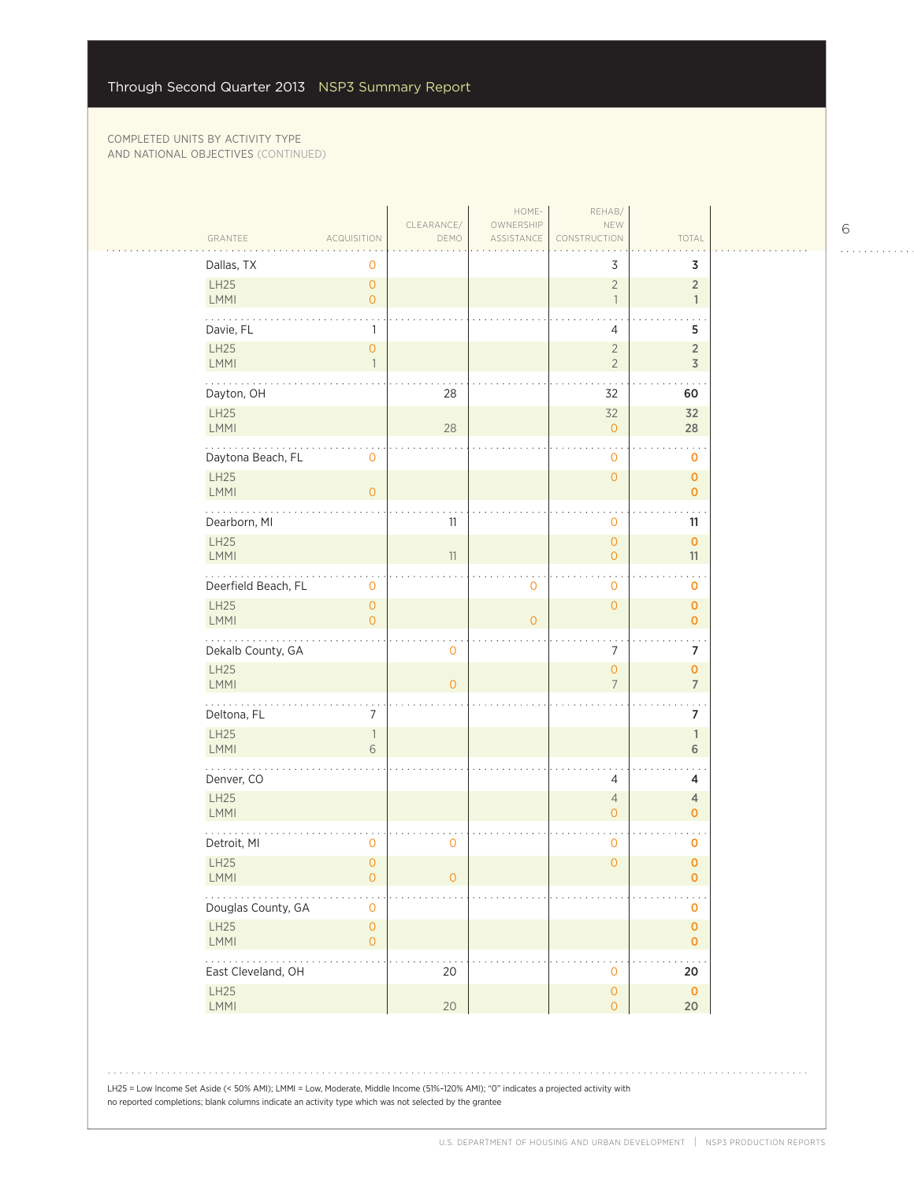COMPLETED UNITS BY ACTIVITY TYPE AND NATIONAL OBJECTIVES (CONTINUED)

| GRANTEE | ACQUISITION | CLEARANCE/ DEMO | HOME-OWNERSHIP ASSISTANCE | REHAB/ NEW CONSTRUCTION | TOTAL |
|---|---|---|---|---|---|
| **Dallas, TX** | 0 | | | 3 | **3** |
| LH25 | 0 | | | 2 | 2 |
| LMMI | 0 | | | 1 | 1 |
| **Davie, FL** | 1 | | | 4 | **5** |
| LH25 | 0 | | | 2 | 2 |
| LMMI | 1 | | | 2 | 3 |
| **Dayton, OH** | | 28 | | 32 | **60** |
| LH25 | | | | 32 | 32 |
| LMMI | | 28 | | 0 | 28 |
| **Daytona Beach, FL** | 0 | | | 0 | **0** |
| LH25 | | | | 0 | 0 |
| LMMI | 0 | | | | 0 |
| **Dearborn, MI** | | 11 | | 0 | **11** |
| LH25 | | | | 0 | 0 |
| LMMI | | 11 | | 0 | 11 |
| **Deerfield Beach, FL** | 0 | | 0 | 0 | **0** |
| LH25 | 0 | | | 0 | 0 |
| LMMI | 0 | | 0 | | 0 |
| **Dekalb County, GA** | | 0 | | 7 | **7** |
| LH25 | | | | 0 | 0 |
| LMMI | | 0 | | 7 | 7 |
| **Deltona, FL** | 7 | | | | **7** |
| LH25 | 1 | | | | 1 |
| LMMI | 6 | | | | 6 |
| **Denver, CO** | | | | 4 | **4** |
| LH25 | | | | 4 | 4 |
| LMMI | | | | 0 | 0 |
| **Detroit, MI** | 0 | 0 | | 0 | **0** |
| LH25 | 0 | | | 0 | 0 |
| LMMI | 0 | 0 | | | 0 |
| **Douglas County, GA** | 0 | | | | **0** |
| LH25 | 0 | | | | 0 |
| LMMI | 0 | | | | 0 |
| **East Cleveland, OH** | | 20 | | 0 | **20** |
| LH25 | | | | 0 | 0 |
| LMMI | | 20 | | 0 | 20 |

LH25 = Low Income Set Aside (< 50% AMI); LMMI = Low, Moderate, Middle Income (51%–120% AMI); "0" indicates a projected activity with no reported completions; blank columns indicate an activity type which was not selected by the grantee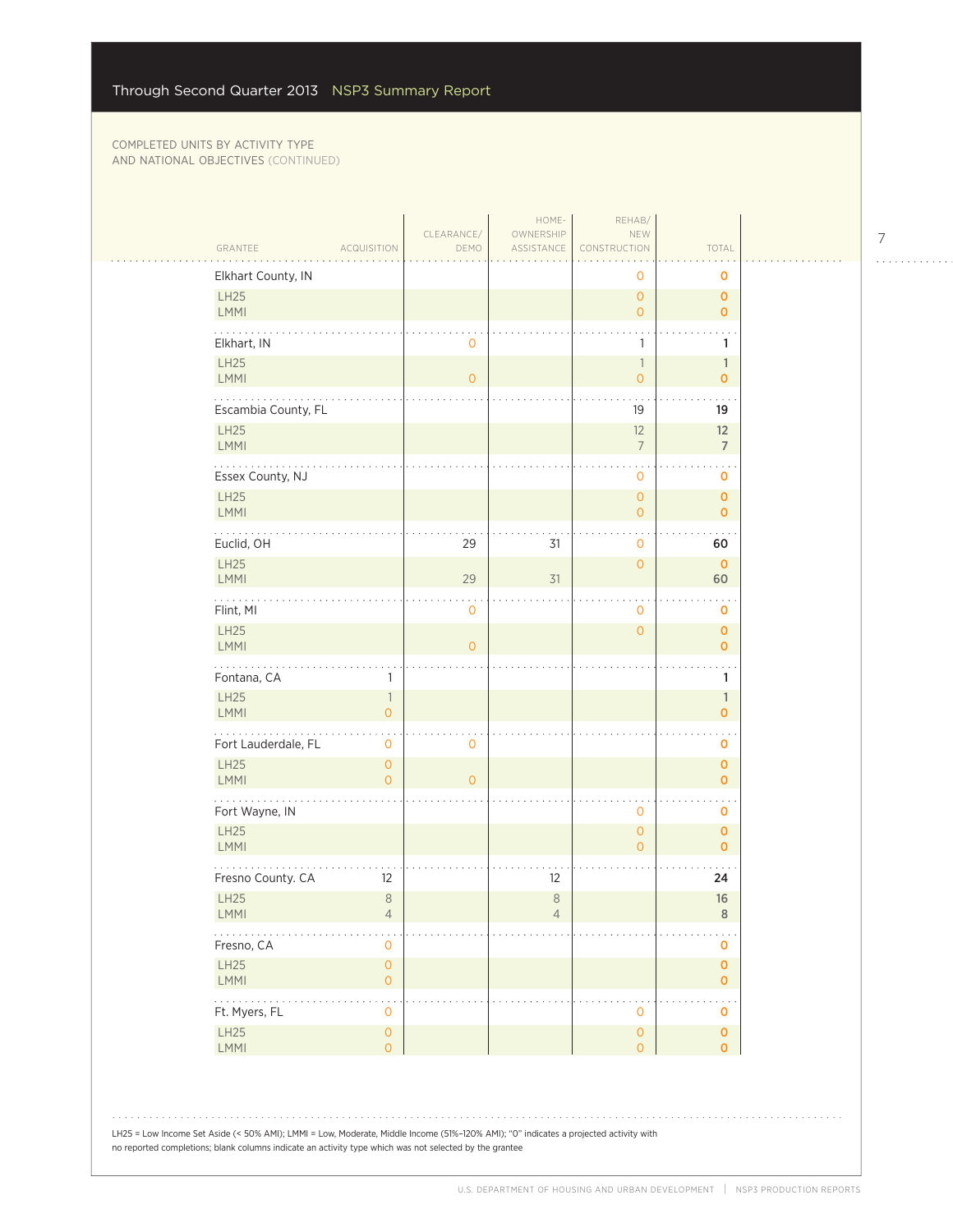COMPLETED UNITS BY ACTIVITY TYPE AND NATIONAL OBJECTIVES (CONTINUED)

| GRANTEE | ACQUISITION | CLEARANCE/ DEMO | HOME-OWNERSHIP ASSISTANCE | REHAB/ NEW CONSTRUCTION | TOTAL |
|---|---|---|---|---|---|
| Elkhart County, IN | | | | 0 | 0 |
| LH25 | | | | 0 | 0 |
| LMMI | | | | 0 | 0 |
| Elkhart, IN | | 0 | | 1 | 1 |
| LH25 | | | | 1 | 1 |
| LMMI | | 0 | | 0 | 0 |
| Escambia County, FL | | | | 19 | 19 |
| LH25 | | | | 12 | 12 |
| LMMI | | | | 7 | 7 |
| Essex County, NJ | | | | 0 | 0 |
| LH25 | | | | 0 | 0 |
| LMMI | | | | 0 | 0 |
| Euclid, OH | | 29 | 31 | 0 | 60 |
| LH25 | | | | 0 | 0 |
| LMMI | | 29 | 31 | | 60 |
| Flint, MI | | 0 | | 0 | 0 |
| LH25 | | | | 0 | 0 |
| LMMI | | 0 | | | 0 |
| Fontana, CA | 1 | | | | 1 |
| LH25 | 1 | | | | 1 |
| LMMI | 0 | | | | 0 |
| Fort Lauderdale, FL | 0 | 0 | | | 0 |
| LH25 | 0 | | | | 0 |
| LMMI | 0 | 0 | | | 0 |
| Fort Wayne, IN | | | | 0 | 0 |
| LH25 | | | | 0 | 0 |
| LMMI | | | | 0 | 0 |
| Fresno County. CA | 12 | | 12 | | 24 |
| LH25 | 8 | | 8 | | 16 |
| LMMI | 4 | | 4 | | 8 |
| Fresno, CA | 0 | | | | 0 |
| LH25 | 0 | | | | 0 |
| LMMI | 0 | | | | 0 |
| Ft. Myers, FL | 0 | | | 0 | 0 |
| LH25 | 0 | | | 0 | 0 |
| LMMI | 0 | | | 0 | 0 |

LH25 = Low Income Set Aside (< 50% AMI); LMMI = Low, Moderate, Middle Income (51%–120% AMI); "0" indicates a projected activity with no reported completions; blank columns indicate an activity type which was not selected by the grantee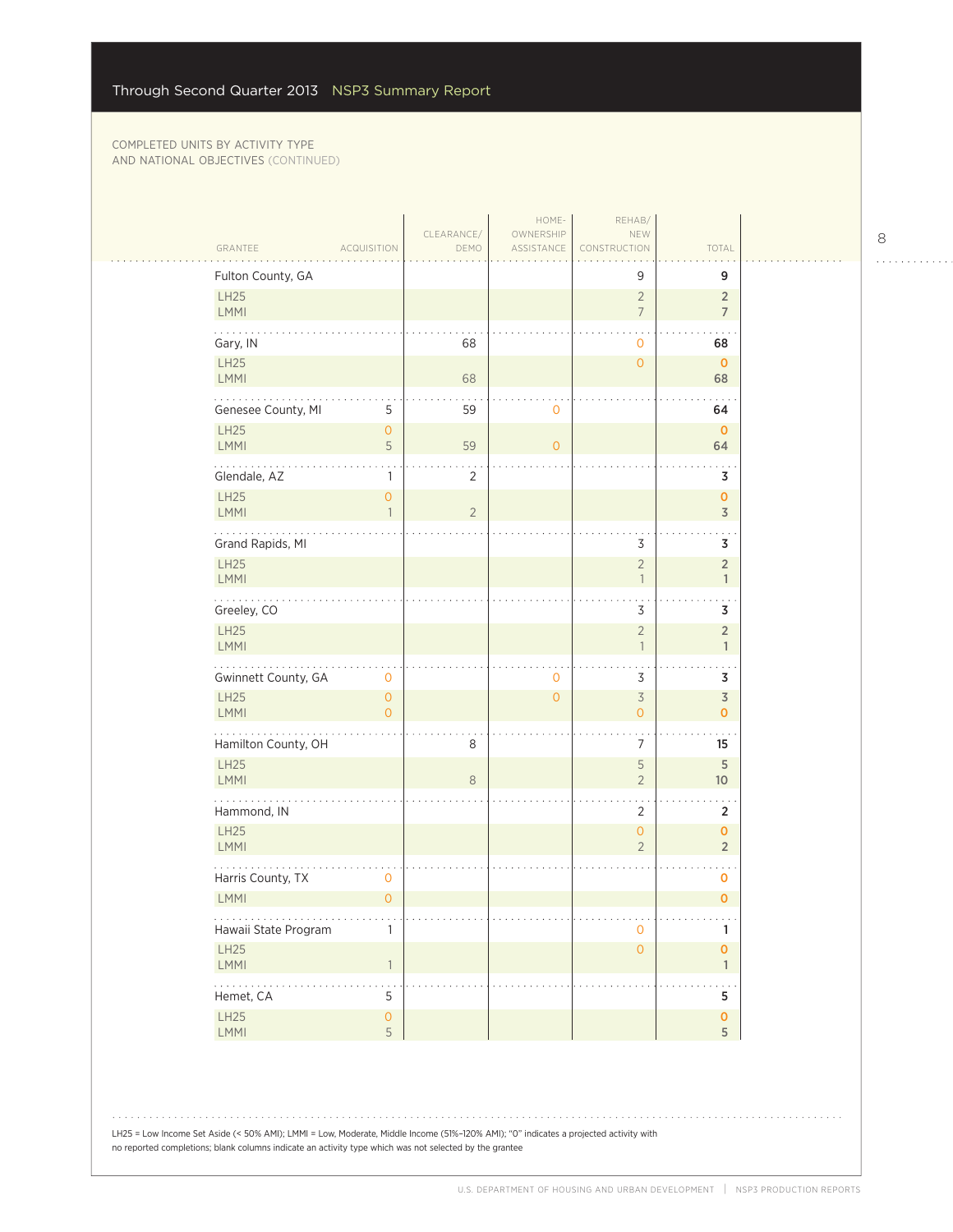COMPLETED UNITS BY ACTIVITY TYPE AND NATIONAL OBJECTIVES (CONTINUED)

| GRANTEE | ACQUISITION | CLEARANCE/ DEMO | HOME-OWNERSHIP ASSISTANCE | REHAB/ NEW CONSTRUCTION | TOTAL |
|---|---|---|---|---|---|
| Fulton County, GA | | | | 9 | 9 |
| LH25 | | | | 2 | 2 |
| LMMI | | | | 7 | 7 |
| Gary, IN | | 68 | | 0 | 68 |
| LH25 | | | | 0 | 0 |
| LMMI | | 68 | | | 68 |
| Genesee County, MI | 5 | 59 | 0 | | 64 |
| LH25 | 0 | | | | 0 |
| LMMI | 5 | 59 | 0 | | 64 |
| Glendale, AZ | 1 | 2 | | | 3 |
| LH25 | 0 | | | | 0 |
| LMMI | 1 | 2 | | | 3 |
| Grand Rapids, MI | | | | 3 | 3 |
| LH25 | | | | 2 | 2 |
| LMMI | | | | 1 | 1 |
| Greeley, CO | | | | 3 | 3 |
| LH25 | | | | 2 | 2 |
| LMMI | | | | 1 | 1 |
| Gwinnett County, GA | 0 | | 0 | 3 | 3 |
| LH25 | 0 | | 0 | 3 | 3 |
| LMMI | 0 | | | 0 | 0 |
| Hamilton County, OH | | 8 | | 7 | 15 |
| LH25 | | | | 5 | 5 |
| LMMI | | 8 | | 2 | 10 |
| Hammond, IN | | | | 2 | 2 |
| LH25 | | | | 0 | 0 |
| LMMI | | | | 2 | 2 |
| Harris County, TX | 0 | | | | 0 |
| LMMI | 0 | | | | 0 |
| Hawaii State Program | 1 | | | 0 | 1 |
| LH25 | | | | 0 | 0 |
| LMMI | 1 | | | | 1 |
| Hemet, CA | 5 | | | | 5 |
| LH25 | 0 | | | | 0 |
| LMMI | 5 | | | | 5 |

LH25 = Low Income Set Aside (< 50% AMI); LMMI = Low, Moderate, Middle Income (51%–120% AMI); "0" indicates a projected activity with no reported completions; blank columns indicate an activity type which was not selected by the grantee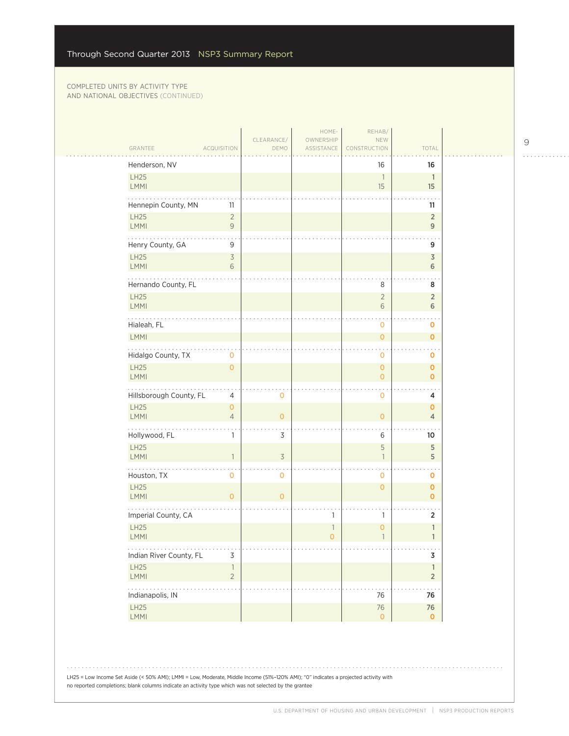COMPLETED UNITS BY ACTIVITY TYPE AND NATIONAL OBJECTIVES (CONTINUED)

| GRANTEE | ACQUISITION | CLEARANCE/ DEMO | HOME-OWNERSHIP ASSISTANCE | REHAB/ NEW CONSTRUCTION | TOTAL |
|---|---|---|---|---|---|
| Henderson, NV | | | | 16 | 16 |
| LH25 | | | | 1 | 1 |
| LMMI | | | | 15 | 15 |
| Hennepin County, MN | 11 | | | | 11 |
| LH25 | 2 | | | | 2 |
| LMMI | 9 | | | | 9 |
| Henry County, GA | 9 | | | | 9 |
| LH25 | 3 | | | | 3 |
| LMMI | 6 | | | | 6 |
| Hernando County, FL | | | | 8 | 8 |
| LH25 | | | | 2 | 2 |
| LMMI | | | | 6 | 6 |
| Hialeah, FL | | | | 0 | 0 |
| LMMI | | | | 0 | 0 |
| Hidalgo County, TX | 0 | | | 0 | 0 |
| LH25 | 0 | | | 0 | 0 |
| LMMI | | | | 0 | 0 |
| Hillsborough County, FL | 4 | 0 | | 0 | 4 |
| LH25 | 0 | | | | 0 |
| LMMI | 4 | 0 | | 0 | 4 |
| Hollywood, FL | 1 | 3 | | 6 | 10 |
| LH25 | | | | 5 | 5 |
| LMMI | 1 | 3 | | 1 | 5 |
| Houston, TX | 0 | 0 | | 0 | 0 |
| LH25 | | | | 0 | 0 |
| LMMI | 0 | 0 | | | 0 |
| Imperial County, CA | | | 1 | 1 | 2 |
| LH25 | | | 1 | 0 | 1 |
| LMMI | | | 0 | 1 | 1 |
| Indian River County, FL | 3 | | | | 3 |
| LH25 | 1 | | | | 1 |
| LMMI | 2 | | | | 2 |
| Indianapolis, IN | | | | 76 | 76 |
| LH25 | | | | 76 | 76 |
| LMMI | | | | 0 | 0 |

LH25 = Low Income Set Aside (< 50% AMI); LMMI = Low, Moderate, Middle Income (51%–120% AMI); "0" indicates a projected activity with no reported completions; blank columns indicate an activity type which was not selected by the grantee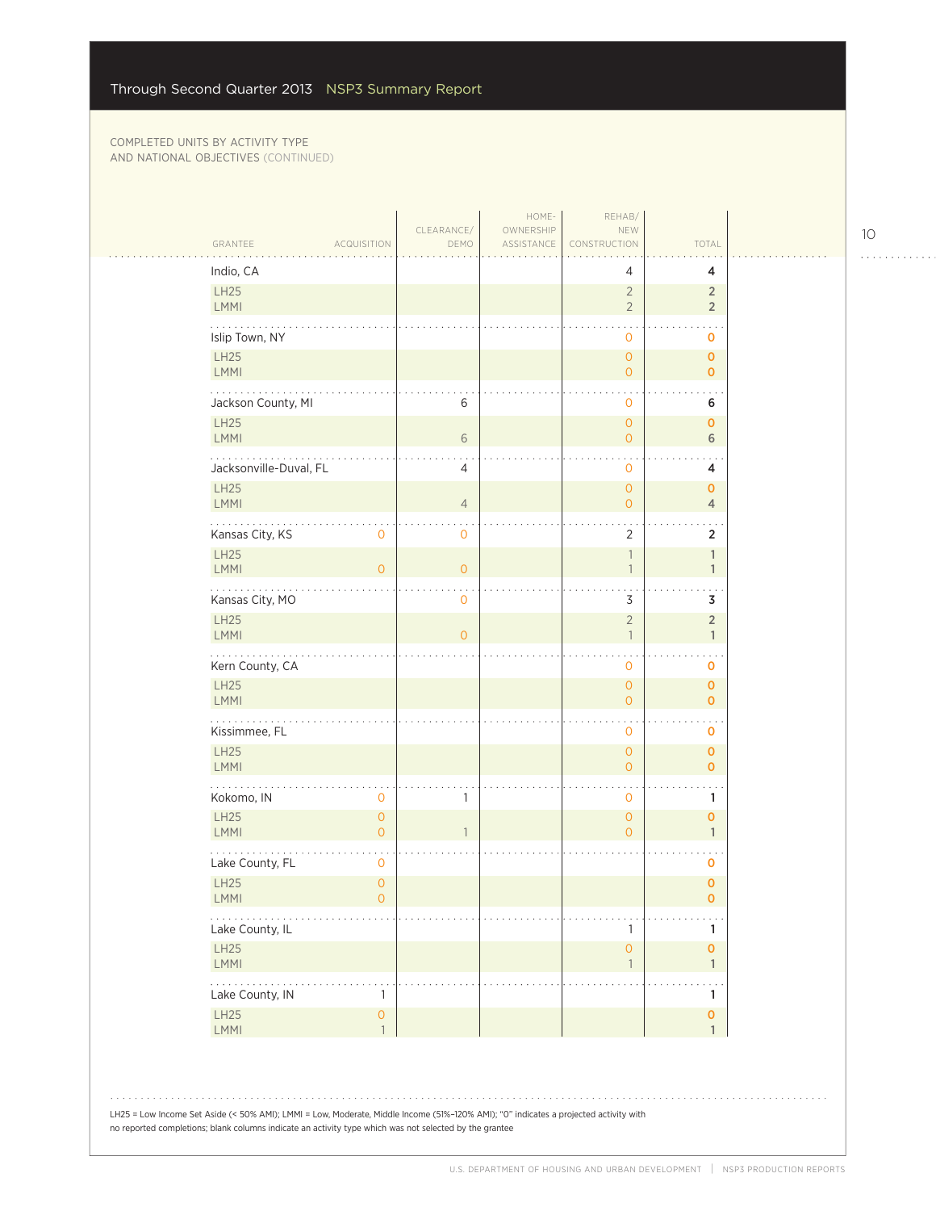COMPLETED UNITS BY ACTIVITY TYPE AND NATIONAL OBJECTIVES (CONTINUED)

| GRANTEE | ACQUISITION | CLEARANCE/ DEMO | HOME-OWNERSHIP ASSISTANCE | REHAB/ NEW CONSTRUCTION | TOTAL |
|---|---|---|---|---|---|
| Indio, CA | | | | 4 | 4 |
| LH25 | | | | 2 | 2 |
| LMMI | | | | 2 | 2 |
| Islip Town, NY | | | | 0 | 0 |
| LH25 | | | | 0 | 0 |
| LMMI | | | | 0 | 0 |
| Jackson County, MI | | 6 | | 0 | 6 |
| LH25 | | | | 0 | 0 |
| LMMI | | 6 | | 0 | 6 |
| Jacksonville-Duval, FL | | 4 | | 0 | 4 |
| LH25 | | | | 0 | 0 |
| LMMI | | 4 | | 0 | 4 |
| Kansas City, KS | 0 | 0 | | 2 | 2 |
| LH25 | | | | 1 | 1 |
| LMMI | 0 | 0 | | 1 | 1 |
| Kansas City, MO | | 0 | | 3 | 3 |
| LH25 | | | | 2 | 2 |
| LMMI | | 0 | | 1 | 1 |
| Kern County, CA | | | | 0 | 0 |
| LH25 | | | | 0 | 0 |
| LMMI | | | | 0 | 0 |
| Kissimmee, FL | | | | 0 | 0 |
| LH25 | | | | 0 | 0 |
| LMMI | | | | 0 | 0 |
| Kokomo, IN | 0 | 1 | | 0 | 1 |
| LH25 | 0 | | | 0 | 0 |
| LMMI | 0 | 1 | | 0 | 1 |
| Lake County, FL | 0 | | | | 0 |
| LH25 | 0 | | | | 0 |
| LMMI | 0 | | | | 0 |
| Lake County, IL | | | | 1 | 1 |
| LH25 | | | | 0 | 0 |
| LMMI | | | | 1 | 1 |
| Lake County, IN | 1 | | | | 1 |
| LH25 | 0 | | | | 0 |
| LMMI | 1 | | | | 1 |

LH25 = Low Income Set Aside (< 50% AMI); LMMI = Low, Moderate, Middle Income (51%–120% AMI); "0" indicates a projected activity with no reported completions; blank columns indicate an activity type which was not selected by the grantee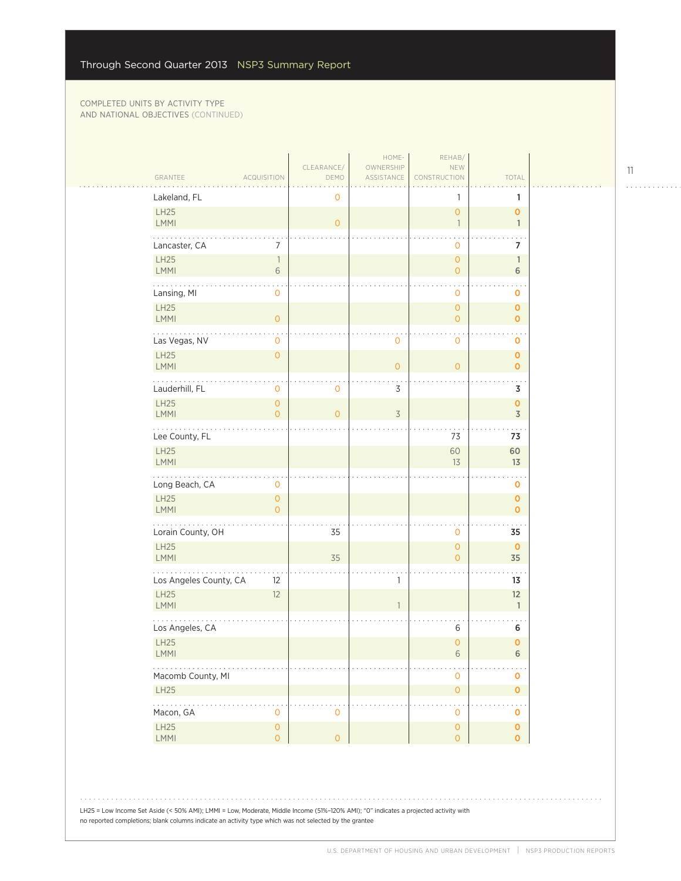## COMPLETED UNITS BY ACTIVITY TYPE AND NATIONAL OBJECTIVES (CONTINUED)

| GRANTEE | ACQUISITION | CLEARANCE/ DEMO | HOME-OWNERSHIP ASSISTANCE | REHAB/ NEW CONSTRUCTION | TOTAL |
|---|---|---|---|---|---|
| Lakeland, FL | | 0 | | 1 | 1 |
| LH25 | | | | 0 | 0 |
| LMMI | | 0 | | 1 | 1 |
| Lancaster, CA | 7 | | | 0 | 7 |
| LH25 | 1 | | | 0 | 1 |
| LMMI | 6 | | | 0 | 6 |
| Lansing, MI | 0 | | | 0 | 0 |
| LH25 | | | | 0 | 0 |
| LMMI | 0 | | | 0 | 0 |
| Las Vegas, NV | 0 | | 0 | 0 | 0 |
| LH25 | 0 | | | | 0 |
| LMMI | | | 0 | 0 | 0 |
| Lauderhill, FL | 0 | 0 | 3 | | 3 |
| LH25 | 0 | | | | 0 |
| LMMI | 0 | 0 | 3 | | 3 |
| Lee County, FL | | | | 73 | 73 |
| LH25 | | | | 60 | 60 |
| LMMI | | | | 13 | 13 |
| Long Beach, CA | 0 | | | | 0 |
| LH25 | 0 | | | | 0 |
| LMMI | 0 | | | | 0 |
| Lorain County, OH | | 35 | | 0 | 35 |
| LH25 | | | | 0 | 0 |
| LMMI | | 35 | | 0 | 35 |
| Los Angeles County, CA | 12 | | 1 | | 13 |
| LH25 | 12 | | | | 12 |
| LMMI | | | 1 | | 1 |
| Los Angeles, CA | | | | 6 | 6 |
| LH25 | | | | 0 | 0 |
| LMMI | | | | 6 | 6 |
| Macomb County, MI | | | | 0 | 0 |
| LH25 | | | | 0 | 0 |
| Macon, GA | 0 | 0 | | 0 | 0 |
| LH25 | 0 | | | 0 | 0 |
| LMMI | 0 | 0 | | 0 | 0 |

LH25 = Low Income Set Aside (< 50% AMI); LMMI = Low, Moderate, Middle Income (51%–120% AMI); "0" indicates a projected activity with no reported completions; blank columns indicate an activity type which was not selected by the grantee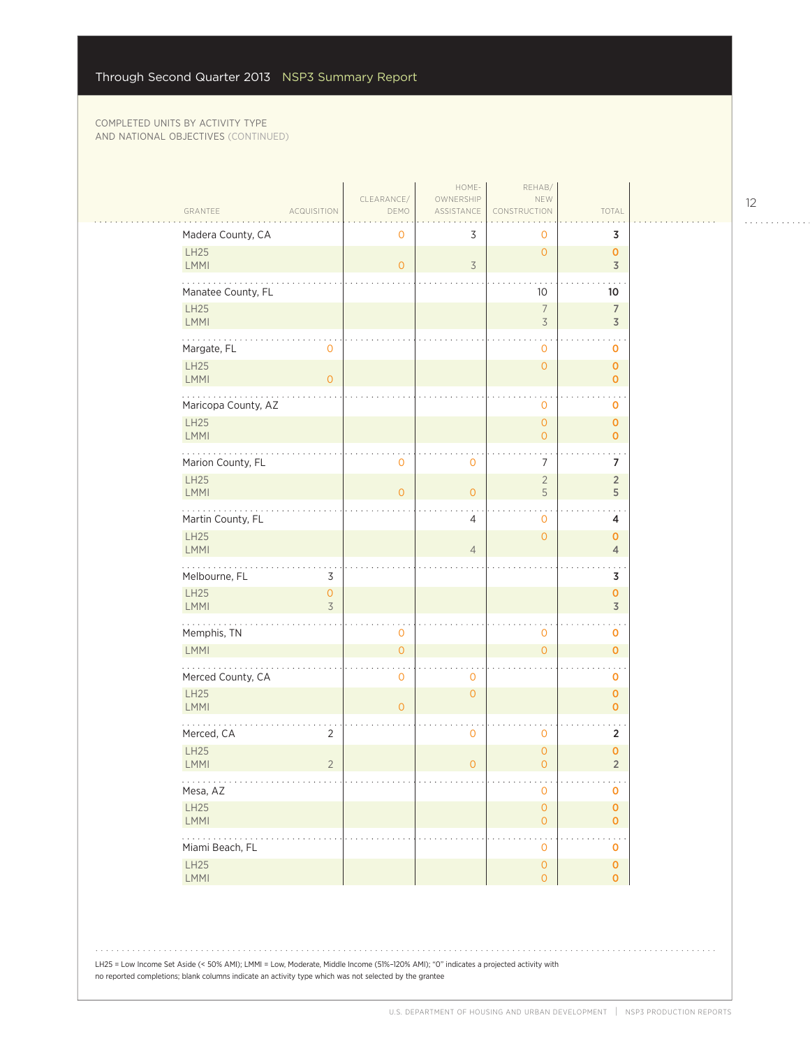COMPLETED UNITS BY ACTIVITY TYPE AND NATIONAL OBJECTIVES (CONTINUED)

| GRANTEE | ACQUISITION | CLEARANCE/ DEMO | HOME-OWNERSHIP ASSISTANCE | REHAB/ NEW CONSTRUCTION | TOTAL |
|---|---|---|---|---|---|
| Madera County, CA | | 0 | 3 | 0 | 3 |
| LH25 | | | | 0 | 0 |
| LMMI | | 0 | 3 | | 3 |
| Manatee County, FL | | | | 10 | 10 |
| LH25 | | | | 7 | 7 |
| LMMI | | | | 3 | 3 |
| Margate, FL | 0 | | | 0 | 0 |
| LH25 | | | | 0 | 0 |
| LMMI | 0 | | | | 0 |
| Maricopa County, AZ | | | | 0 | 0 |
| LH25 | | | | 0 | 0 |
| LMMI | | | | 0 | 0 |
| Marion County, FL | | 0 | 0 | 7 | 7 |
| LH25 | | | | 2 | 2 |
| LMMI | | 0 | 0 | 5 | 5 |
| Martin County, FL | | | 4 | 0 | 4 |
| LH25 | | | | 0 | 0 |
| LMMI | | | 4 | | 4 |
| Melbourne, FL | 3 | | | | 3 |
| LH25 | 0 | | | | 0 |
| LMMI | 3 | | | | 3 |
| Memphis, TN | | 0 | | 0 | 0 |
| LMMI | | 0 | | 0 | 0 |
| Merced County, CA | | 0 | 0 | | 0 |
| LH25 | | | 0 | | 0 |
| LMMI | | 0 | | | 0 |
| Merced, CA | 2 | | 0 | 0 | 2 |
| LH25 | | | | 0 | 0 |
| LMMI | 2 | | 0 | 0 | 2 |
| Mesa, AZ | | | | 0 | 0 |
| LH25 | | | | 0 | 0 |
| LMMI | | | | 0 | 0 |
| Miami Beach, FL | | | | 0 | 0 |
| LH25 | | | | 0 | 0 |
| LMMI | | | | 0 | 0 |

LH25 = Low Income Set Aside (< 50% AMI); LMMI = Low, Moderate, Middle Income (51%–120% AMI); "0" indicates a projected activity with no reported completions; blank columns indicate an activity type which was not selected by the grantee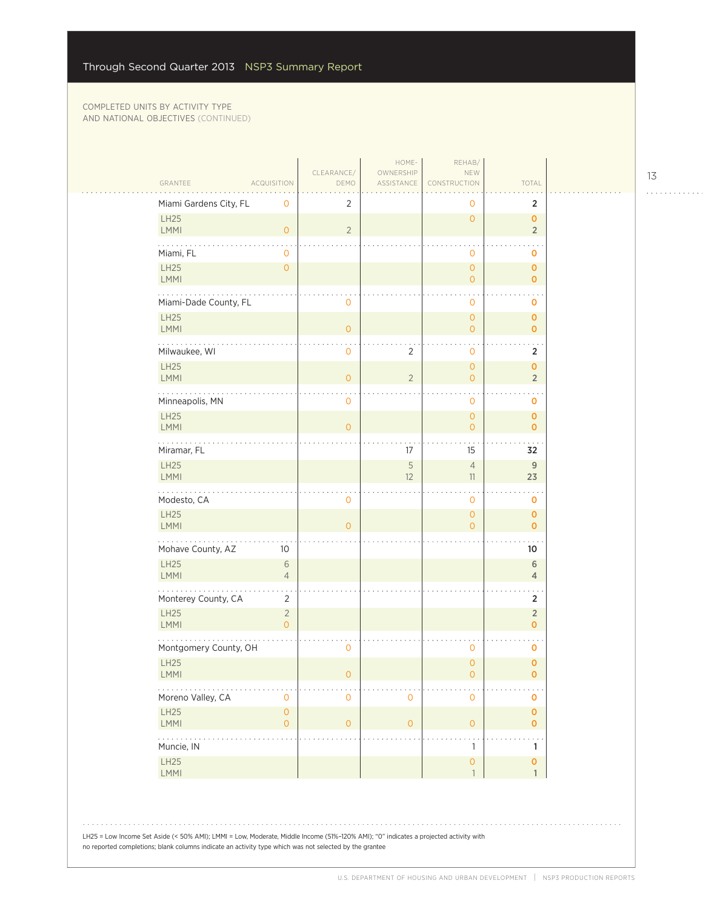COMPLETED UNITS BY ACTIVITY TYPE AND NATIONAL OBJECTIVES (CONTINUED)

| GRANTEE | ACQUISITION | CLEARANCE/ DEMO | HOME-OWNERSHIP ASSISTANCE | REHAB/ NEW CONSTRUCTION | TOTAL |
|---|---|---|---|---|---|
| Miami Gardens City, FL | 0 | 2 | | 0 | 2 |
| LH25 | | | | 0 | 0 |
| LMMI | 0 | 2 | | | 2 |
| Miami, FL | 0 | | | 0 | 0 |
| LH25 | 0 | | | 0 | 0 |
| LMMI | | | | 0 | 0 |
| Miami-Dade County, FL | | 0 | | 0 | 0 |
| LH25 | | | | 0 | 0 |
| LMMI | | 0 | | 0 | 0 |
| Milwaukee, WI | | 0 | 2 | 0 | 2 |
| LH25 | | | | 0 | 0 |
| LMMI | | 0 | 2 | 0 | 2 |
| Minneapolis, MN | | 0 | | 0 | 0 |
| LH25 | | | | 0 | 0 |
| LMMI | | 0 | | 0 | 0 |
| Miramar, FL | | | 17 | 15 | 32 |
| LH25 | | | 5 | 4 | 9 |
| LMMI | | | 12 | 11 | 23 |
| Modesto, CA | | 0 | | 0 | 0 |
| LH25 | | | | 0 | 0 |
| LMMI | | 0 | | 0 | 0 |
| Mohave County, AZ | 10 | | | | 10 |
| LH25 | 6 | | | | 6 |
| LMMI | 4 | | | | 4 |
| Monterey County, CA | 2 | | | | 2 |
| LH25 | 2 | | | | 2 |
| LMMI | 0 | | | | 0 |
| Montgomery County, OH | | 0 | | 0 | 0 |
| LH25 | | | | 0 | 0 |
| LMMI | | 0 | | 0 | 0 |
| Moreno Valley, CA | 0 | 0 | 0 | 0 | 0 |
| LH25 | 0 | | | | 0 |
| LMMI | 0 | 0 | 0 | 0 | 0 |
| Muncie, IN | | | | 1 | 1 |
| LH25 | | | | 0 | 0 |
| LMMI | | | | 1 | 1 |

LH25 = Low Income Set Aside (< 50% AMI); LMMI = Low, Moderate, Middle Income (51%–120% AMI); "0" indicates a projected activity with no reported completions; blank columns indicate an activity type which was not selected by the grantee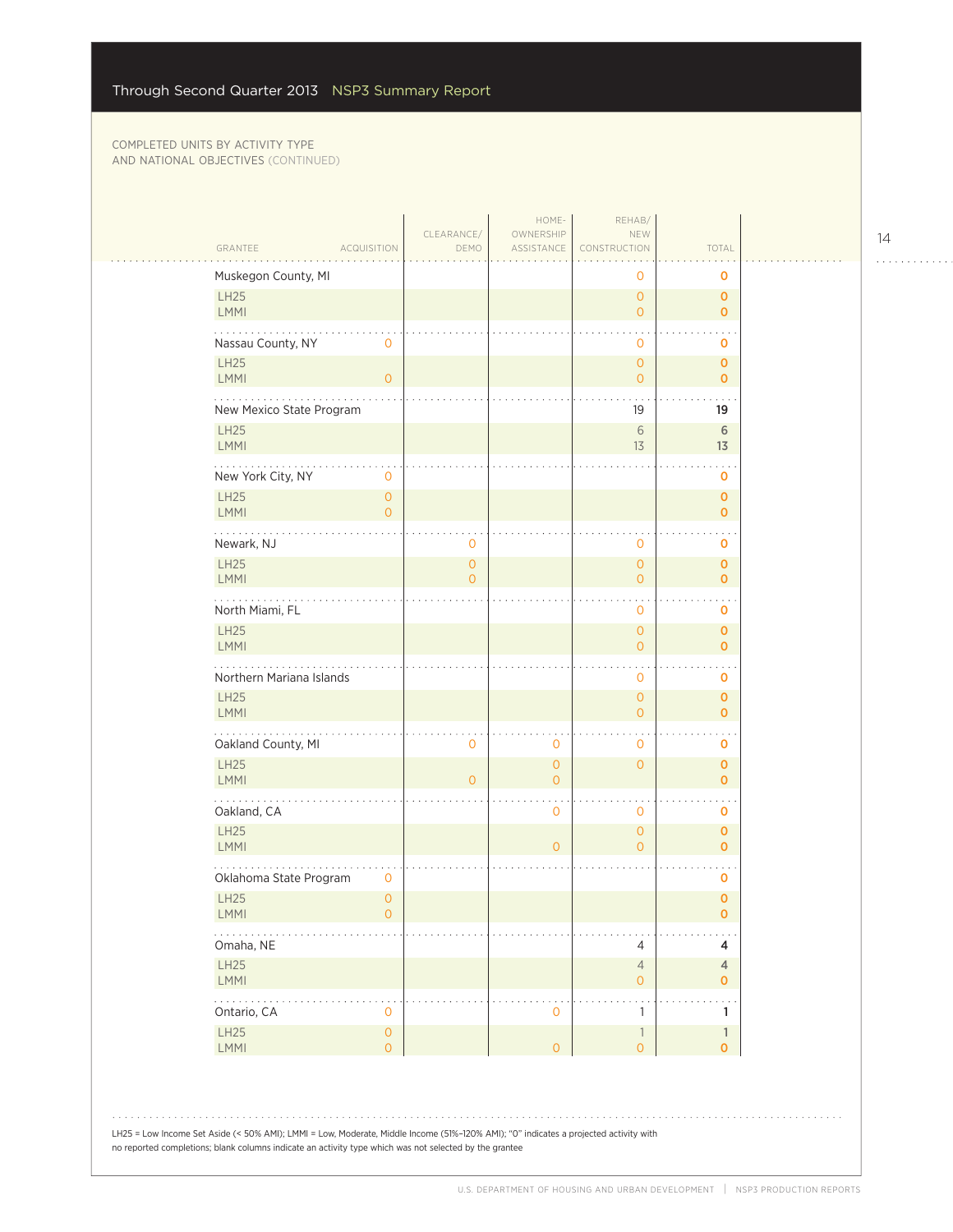## Through Second Quarter 2013 NSP3 Summary Report

COMPLETED UNITS BY ACTIVITY TYPE
AND NATIONAL OBJECTIVES (CONTINUED)

| GRANTEE | ACQUISITION | CLEARANCE/ DEMO | HOME-OWNERSHIP ASSISTANCE | REHAB/ NEW CONSTRUCTION | TOTAL |
|---|---|---|---|---|---|
| Muskegon County, MI | | | | 0 | 0 |
| LH25 | | | | 0 | 0 |
| LMMI | | | | 0 | 0 |
| Nassau County, NY | 0 | | | 0 | 0 |
| LH25 | | | | 0 | 0 |
| LMMI | 0 | | | 0 | 0 |
| New Mexico State Program | | | | 19 | 19 |
| LH25 | | | | 6 | 6 |
| LMMI | | | | 13 | 13 |
| New York City, NY | 0 | | | | 0 |
| LH25 | 0 | | | | 0 |
| LMMI | 0 | | | | 0 |
| Newark, NJ | | 0 | | 0 | 0 |
| LH25 | | 0 | | 0 | 0 |
| LMMI | | 0 | | 0 | 0 |
| North Miami, FL | | | | 0 | 0 |
| LH25 | | | | 0 | 0 |
| LMMI | | | | 0 | 0 |
| Northern Mariana Islands | | | | 0 | 0 |
| LH25 | | | | 0 | 0 |
| LMMI | | | | 0 | 0 |
| Oakland County, MI | | 0 | 0 | 0 | 0 |
| LH25 | | | 0 | 0 | 0 |
| LMMI | | 0 | 0 | | 0 |
| Oakland, CA | | | 0 | 0 | 0 |
| LH25 | | | | 0 | 0 |
| LMMI | | | 0 | 0 | 0 |
| Oklahoma State Program | 0 | | | | 0 |
| LH25 | 0 | | | | 0 |
| LMMI | 0 | | | | 0 |
| Omaha, NE | | | | 4 | 4 |
| LH25 | | | | 4 | 4 |
| LMMI | | | | 0 | 0 |
| Ontario, CA | 0 | | 0 | 1 | 1 |
| LH25 | 0 | | | 1 | 1 |
| LMMI | 0 | | 0 | 0 | 0 |

LH25 = Low Income Set Aside (< 50% AMI); LMMI = Low, Moderate, Middle Income (51%–120% AMI); "0" indicates a projected activity with no reported completions; blank columns indicate an activity type which was not selected by the grantee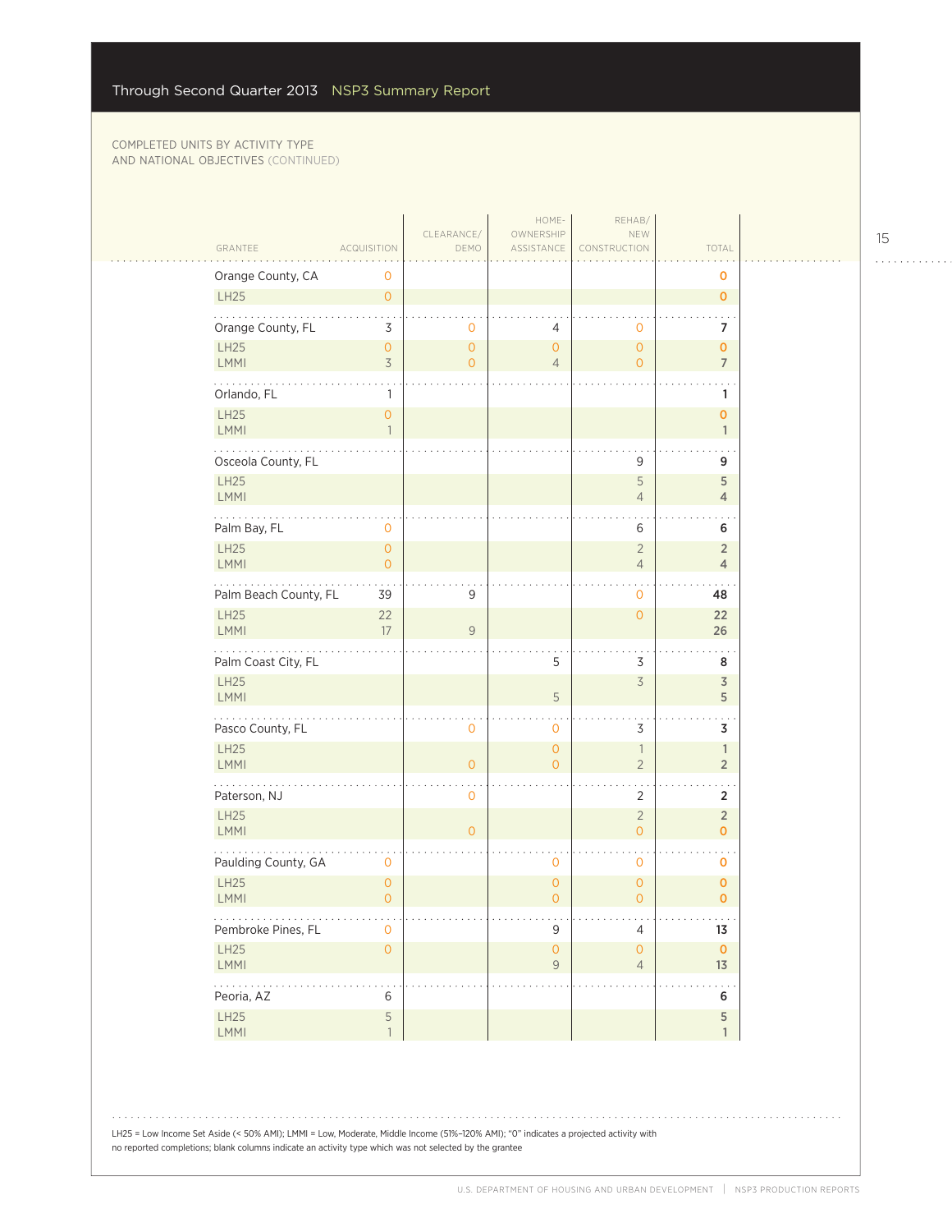COMPLETED UNITS BY ACTIVITY TYPE AND NATIONAL OBJECTIVES (CONTINUED)

| GRANTEE | ACQUISITION | CLEARANCE/ DEMO | HOME-OWNERSHIP ASSISTANCE | REHAB/ NEW CONSTRUCTION | TOTAL |
|---|---|---|---|---|---|
| Orange County, CA | 0 | | | | 0 |
| LH25 | 0 | | | | 0 |
| Orange County, FL | 3 | 0 | 4 | 0 | 7 |
| LH25 | 0 | 0 | 0 | 0 | 0 |
| LMMI | 3 | 0 | 4 | 0 | 7 |
| Orlando, FL | 1 | | | | 1 |
| LH25 | 0 | | | | 0 |
| LMMI | 1 | | | | 1 |
| Osceola County, FL | | | | 9 | 9 |
| LH25 | | | | 5 | 5 |
| LMMI | | | | 4 | 4 |
| Palm Bay, FL | 0 | | | 6 | 6 |
| LH25 | 0 | | | 2 | 2 |
| LMMI | 0 | | | 4 | 4 |
| Palm Beach County, FL | 39 | 9 | | 0 | 48 |
| LH25 | 22 | | | 0 | 22 |
| LMMI | 17 | 9 | | | 26 |
| Palm Coast City, FL | | | 5 | 3 | 8 |
| LH25 | | | | 3 | 3 |
| LMMI | | | 5 | | 5 |
| Pasco County, FL | | 0 | 0 | 3 | 3 |
| LH25 | | | 0 | 1 | 1 |
| LMMI | | 0 | 0 | 2 | 2 |
| Paterson, NJ | | 0 | | 2 | 2 |
| LH25 | | | | 2 | 2 |
| LMMI | | 0 | | 0 | 0 |
| Paulding County, GA | 0 | | 0 | 0 | 0 |
| LH25 | 0 | | 0 | 0 | 0 |
| LMMI | 0 | | 0 | 0 | 0 |
| Pembroke Pines, FL | 0 | | 9 | 4 | 13 |
| LH25 | 0 | | 0 | 0 | 0 |
| LMMI | | | 9 | 4 | 13 |
| Peoria, AZ | 6 | | | | 6 |
| LH25 | 5 | | | | 5 |
| LMMI | 1 | | | | 1 |

LH25 = Low Income Set Aside (< 50% AMI); LMMI = Low, Moderate, Middle Income (51%–120% AMI); "0" indicates a projected activity with no reported completions; blank columns indicate an activity type which was not selected by the grantee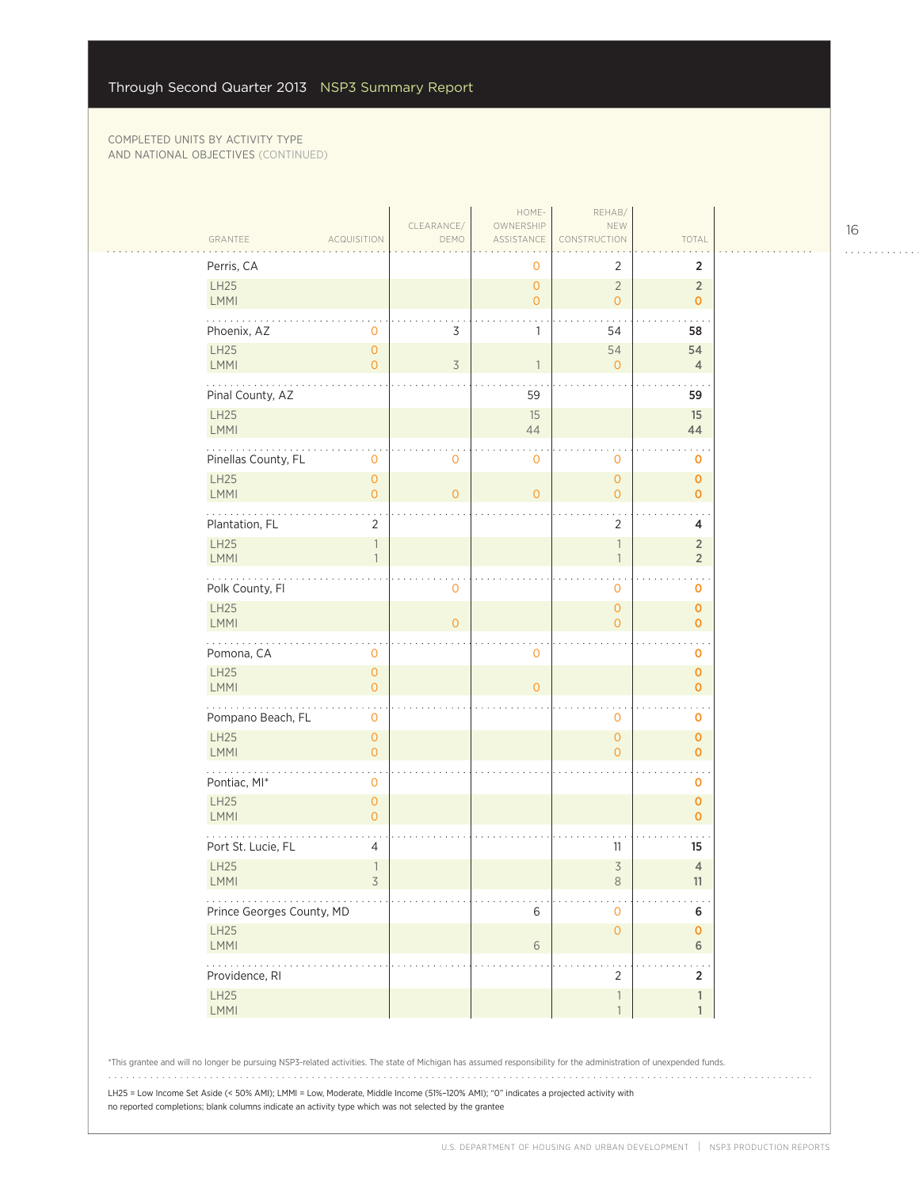Through Second Quarter 2013 NSP3 Summary Report

COMPLETED UNITS BY ACTIVITY TYPE AND NATIONAL OBJECTIVES (CONTINUED)

| GRANTEE | ACQUISITION | CLEARANCE/ DEMO | HOME-OWNERSHIP ASSISTANCE | REHAB/ NEW CONSTRUCTION | TOTAL |
|---|---|---|---|---|---|
| Perris, CA | | | 0 | 2 | 2 |
| LH25 | | | 0 | 2 | 2 |
| LMMI | | | 0 | 0 | 0 |
| Phoenix, AZ | 0 | 3 | 1 | 54 | 58 |
| LH25 | 0 | | | 54 | 54 |
| LMMI | 0 | 3 | 1 | 0 | 4 |
| Pinal County, AZ | | | 59 | | 59 |
| LH25 | | | 15 | | 15 |
| LMMI | | | 44 | | 44 |
| Pinellas County, FL | 0 | 0 | 0 | 0 | 0 |
| LH25 | 0 | | | 0 | 0 |
| LMMI | 0 | 0 | 0 | 0 | 0 |
| Plantation, FL | 2 | | | 2 | 4 |
| LH25 | 1 | | | 1 | 2 |
| LMMI | 1 | | | 1 | 2 |
| Polk County, Fl | | 0 | | 0 | 0 |
| LH25 | | | | 0 | 0 |
| LMMI | | 0 | | 0 | 0 |
| Pomona, CA | 0 | | 0 | | 0 |
| LH25 | 0 | | | | 0 |
| LMMI | 0 | | 0 | | 0 |
| Pompano Beach, FL | 0 | | | 0 | 0 |
| LH25 | 0 | | | 0 | 0 |
| LMMI | 0 | | | 0 | 0 |
| Pontiac, MI* | 0 | | | | 0 |
| LH25 | 0 | | | | 0 |
| LMMI | 0 | | | | 0 |
| Port St. Lucie, FL | 4 | | | 11 | 15 |
| LH25 | 1 | | | 3 | 4 |
| LMMI | 3 | | | 8 | 11 |
| Prince Georges County, MD | | | 6 | 0 | 6 |
| LH25 | | | | 0 | 0 |
| LMMI | | | 6 | | 6 |
| Providence, RI | | | | 2 | 2 |
| LH25 | | | | 1 | 1 |
| LMMI | | | | 1 | 1 |

*This grantee and will no longer be pursuing NSP3-related activities. The state of Michigan has assumed responsibility for the administration of unexpended funds.

LH25 = Low Income Set Aside (< 50% AMI); LMMI = Low, Moderate, Middle Income (51%–120% AMI); "0" indicates a projected activity with no reported completions; blank columns indicate an activity type which was not selected by the grantee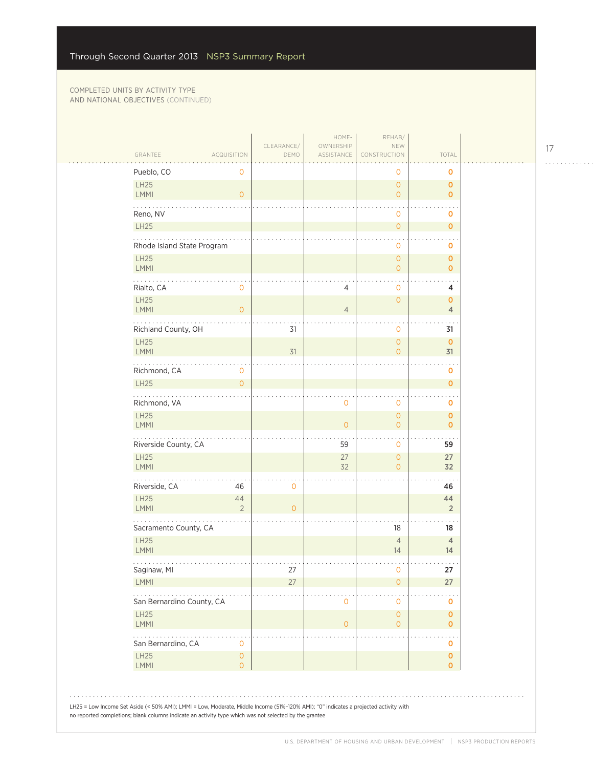COMPLETED UNITS BY ACTIVITY TYPE AND NATIONAL OBJECTIVES (CONTINUED)

| GRANTEE | ACQUISITION | CLEARANCE/ DEMO | HOME-OWNERSHIP ASSISTANCE | REHAB/ NEW CONSTRUCTION | TOTAL |
|---|---|---|---|---|---|
| **Pueblo, CO** | 0 | | | 0 | **0** |
| LH25 | | | | 0 | **0** |
| LMMI | 0 | | | 0 | **0** |
| **Reno, NV** | | | | 0 | **0** |
| LH25 | | | | 0 | **0** |
| **Rhode Island State Program** | | | | 0 | **0** |
| LH25 | | | | 0 | **0** |
| LMMI | | | | 0 | **0** |
| **Rialto, CA** | 0 | | 4 | 0 | **4** |
| LH25 | | | | 0 | **0** |
| LMMI | 0 | | 4 | | **4** |
| **Richland County, OH** | | 31 | | 0 | **31** |
| LH25 | | | | 0 | **0** |
| LMMI | | 31 | | 0 | **31** |
| **Richmond, CA** | 0 | | | | **0** |
| LH25 | 0 | | | | **0** |
| **Richmond, VA** | | | 0 | 0 | **0** |
| LH25 | | | | 0 | **0** |
| LMMI | | | 0 | 0 | **0** |
| **Riverside County, CA** | | | 59 | 0 | **59** |
| LH25 | | | 27 | 0 | **27** |
| LMMI | | | 32 | 0 | **32** |
| **Riverside, CA** | 46 | 0 | | | **46** |
| LH25 | 44 | | | | **44** |
| LMMI | 2 | 0 | | | **2** |
| **Sacramento County, CA** | | | | 18 | **18** |
| LH25 | | | | 4 | **4** |
| LMMI | | | | 14 | **14** |
| **Saginaw, MI** | | 27 | | 0 | **27** |
| LMMI | | 27 | | 0 | **27** |
| **San Bernardino County, CA** | | | 0 | 0 | **0** |
| LH25 | | | | 0 | **0** |
| LMMI | | | 0 | 0 | **0** |
| **San Bernardino, CA** | 0 | | | | **0** |
| LH25 | 0 | | | | **0** |
| LMMI | 0 | | | | **0** |

LH25 = Low Income Set Aside (< 50% AMI); LMMI = Low, Moderate, Middle Income (51%–120% AMI); "0" indicates a projected activity with no reported completions; blank columns indicate an activity type which was not selected by the grantee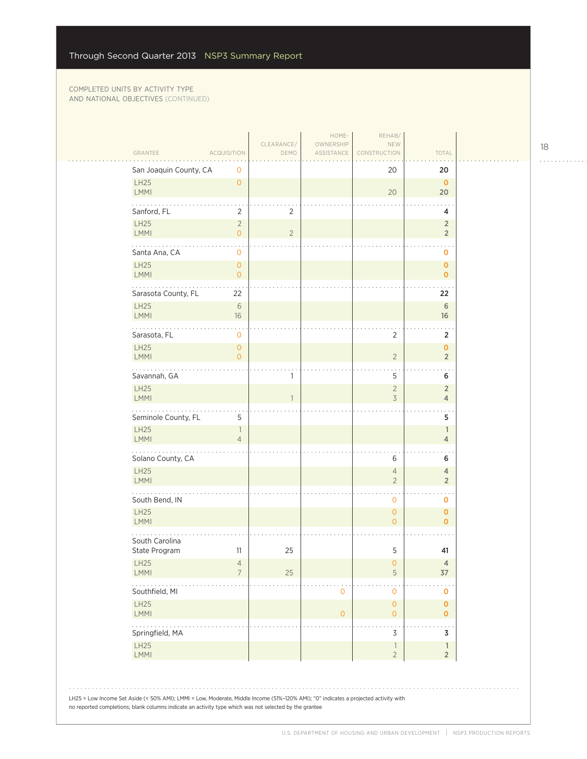Through Second Quarter 2013 NSP3 Summary Report

COMPLETED UNITS BY ACTIVITY TYPE AND NATIONAL OBJECTIVES (CONTINUED)

| GRANTEE | ACQUISITION | CLEARANCE/ DEMO | HOME-OWNERSHIP ASSISTANCE | REHAB/ NEW CONSTRUCTION | TOTAL |
|---|---|---|---|---|---|
| San Joaquin County, CA | 0 | | | 20 | 20 |
| LH25 | 0 | | | | 0 |
| LMMI | | | | 20 | 20 |
| Sanford, FL | 2 | 2 | | | 4 |
| LH25 | 2 | | | | 2 |
| LMMI | 0 | 2 | | | 2 |
| Santa Ana, CA | 0 | | | | 0 |
| LH25 | 0 | | | | 0 |
| LMMI | 0 | | | | 0 |
| Sarasota County, FL | 22 | | | | 22 |
| LH25 | 6 | | | | 6 |
| LMMI | 16 | | | | 16 |
| Sarasota, FL | 0 | | | 2 | 2 |
| LH25 | 0 | | | | 0 |
| LMMI | 0 | | | 2 | 2 |
| Savannah, GA | | 1 | | 5 | 6 |
| LH25 | | | | 2 | 2 |
| LMMI | | 1 | | 3 | 4 |
| Seminole County, FL | 5 | | | | 5 |
| LH25 | 1 | | | | 1 |
| LMMI | 4 | | | | 4 |
| Solano County, CA | | | | 6 | 6 |
| LH25 | | | | 4 | 4 |
| LMMI | | | | 2 | 2 |
| South Bend, IN | | | | 0 | 0 |
| LH25 | | | | 0 | 0 |
| LMMI | | | | 0 | 0 |
| South Carolina State Program | 11 | 25 | | 5 | 41 |
| LH25 | 4 | | | 0 | 4 |
| LMMI | 7 | 25 | | 5 | 37 |
| Southfield, MI | | | 0 | 0 | 0 |
| LH25 | | | | 0 | 0 |
| LMMI | | | 0 | 0 | 0 |
| Springfield, MA | | | | 3 | 3 |
| LH25 | | | | 1 | 1 |
| LMMI | | | | 2 | 2 |

LH25 = Low Income Set Aside (< 50% AMI); LMMI = Low, Moderate, Middle Income (51%–120% AMI); "0" indicates a projected activity with no reported completions; blank columns indicate an activity type which was not selected by the grantee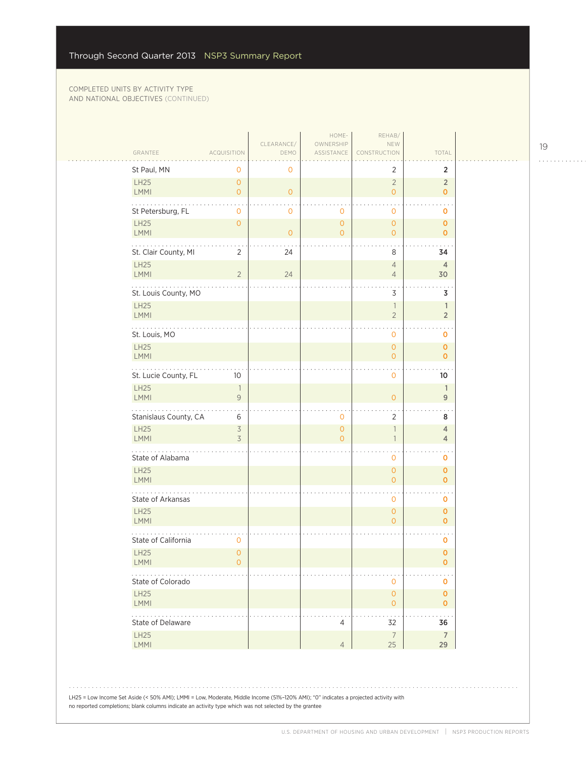COMPLETED UNITS BY ACTIVITY TYPE AND NATIONAL OBJECTIVES (CONTINUED)

| GRANTEE | ACQUISITION | CLEARANCE/ DEMO | HOME-OWNERSHIP ASSISTANCE | REHAB/ NEW CONSTRUCTION | TOTAL |
|---|---|---|---|---|---|
| St Paul, MN | 0 | 0 | | 2 | 2 |
| LH25 | 0 | | | 2 | 2 |
| LMMI | 0 | 0 | | 0 | 0 |
| St Petersburg, FL | 0 | 0 | 0 | 0 | 0 |
| LH25 | 0 | | 0 | 0 | 0 |
| LMMI | | 0 | 0 | 0 | 0 |
| St. Clair County, MI | 2 | 24 | | 8 | 34 |
| LH25 | | | | 4 | 4 |
| LMMI | 2 | 24 | | 4 | 30 |
| St. Louis County, MO | | | | 3 | 3 |
| LH25 | | | | 1 | 1 |
| LMMI | | | | 2 | 2 |
| St. Louis, MO | | | | 0 | 0 |
| LH25 | | | | 0 | 0 |
| LMMI | | | | 0 | 0 |
| St. Lucie County, FL | 10 | | | 0 | 10 |
| LH25 | 1 | | | | 1 |
| LMMI | 9 | | | 0 | 9 |
| Stanislaus County, CA | 6 | | 0 | 2 | 8 |
| LH25 | 3 | | 0 | 1 | 4 |
| LMMI | 3 | | 0 | 1 | 4 |
| State of Alabama | | | | 0 | 0 |
| LH25 | | | | 0 | 0 |
| LMMI | | | | 0 | 0 |
| State of Arkansas | | | | 0 | 0 |
| LH25 | | | | 0 | 0 |
| LMMI | | | | 0 | 0 |
| State of California | 0 | | | | 0 |
| LH25 | 0 | | | | 0 |
| LMMI | 0 | | | | 0 |
| State of Colorado | | | | 0 | 0 |
| LH25 | | | | 0 | 0 |
| LMMI | | | | 0 | 0 |
| State of Delaware | | | 4 | 32 | 36 |
| LH25 | | | | 7 | 7 |
| LMMI | | | 4 | 25 | 29 |

LH25 = Low Income Set Aside (< 50% AMI); LMMI = Low, Moderate, Middle Income (51%–120% AMI); "0" indicates a projected activity with no reported completions; blank columns indicate an activity type which was not selected by the grantee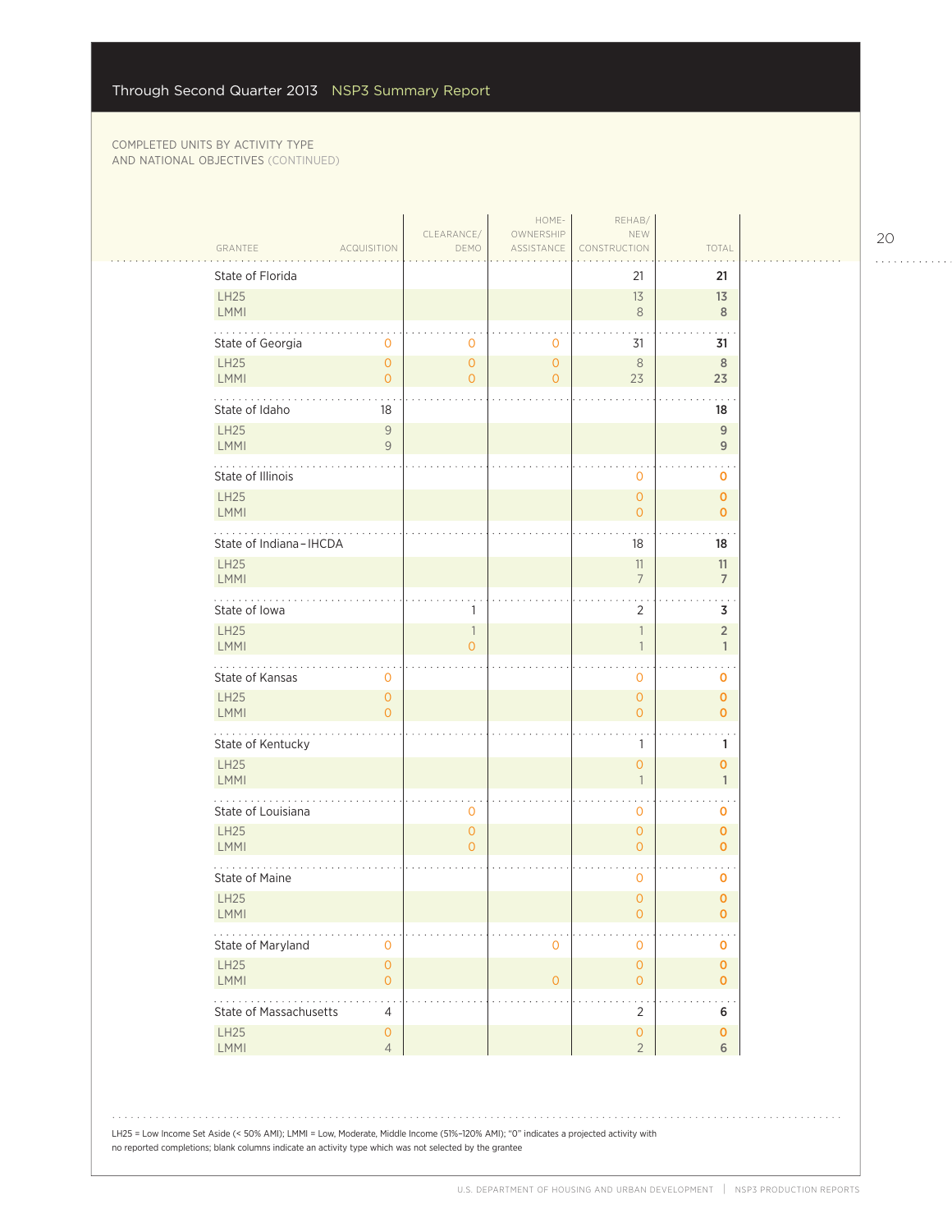COMPLETED UNITS BY ACTIVITY TYPE AND NATIONAL OBJECTIVES (CONTINUED)

| GRANTEE | ACQUISITION | CLEARANCE/ DEMO | HOME-OWNERSHIP ASSISTANCE | REHAB/ NEW CONSTRUCTION | TOTAL |
|---|---|---|---|---|---|
| State of Florida | | | | 21 | **21** |
| LH25 | | | | 13 | **13** |
| LMMI | | | | 8 | **8** |
| State of Georgia | 0 | 0 | 0 | 31 | **31** |
| LH25 | 0 | 0 | 0 | 8 | **8** |
| LMMI | 0 | 0 | 0 | 23 | **23** |
| State of Idaho | 18 | | | | **18** |
| LH25 | 9 | | | | **9** |
| LMMI | 9 | | | | **9** |
| State of Illinois | | | | 0 | **0** |
| LH25 | | | | 0 | **0** |
| LMMI | | | | 0 | **0** |
| State of Indiana – IHCDA | | | | 18 | **18** |
| LH25 | | | | 11 | **11** |
| LMMI | | | | 7 | **7** |
| State of Iowa | | 1 | | 2 | **3** |
| LH25 | | 1 | | 1 | **2** |
| LMMI | | 0 | | 1 | **1** |
| State of Kansas | 0 | | | 0 | **0** |
| LH25 | 0 | | | 0 | **0** |
| LMMI | 0 | | | 0 | **0** |
| State of Kentucky | | | | 1 | **1** |
| LH25 | | | | 0 | **0** |
| LMMI | | | | 1 | **1** |
| State of Louisiana | | 0 | | 0 | **0** |
| LH25 | | 0 | | 0 | **0** |
| LMMI | | 0 | | 0 | **0** |
| State of Maine | | | | 0 | **0** |
| LH25 | | | | 0 | **0** |
| LMMI | | | | 0 | **0** |
| State of Maryland | 0 | | 0 | 0 | **0** |
| LH25 | 0 | | | 0 | **0** |
| LMMI | 0 | | 0 | 0 | **0** |
| State of Massachusetts | 4 | | | 2 | **6** |
| LH25 | 0 | | | 0 | **0** |
| LMMI | 4 | | | 2 | **6** |

LH25 = Low Income Set Aside (< 50% AMI); LMMI = Low, Moderate, Middle Income (51%–120% AMI); "0" indicates a projected activity with no reported completions; blank columns indicate an activity type which was not selected by the grantee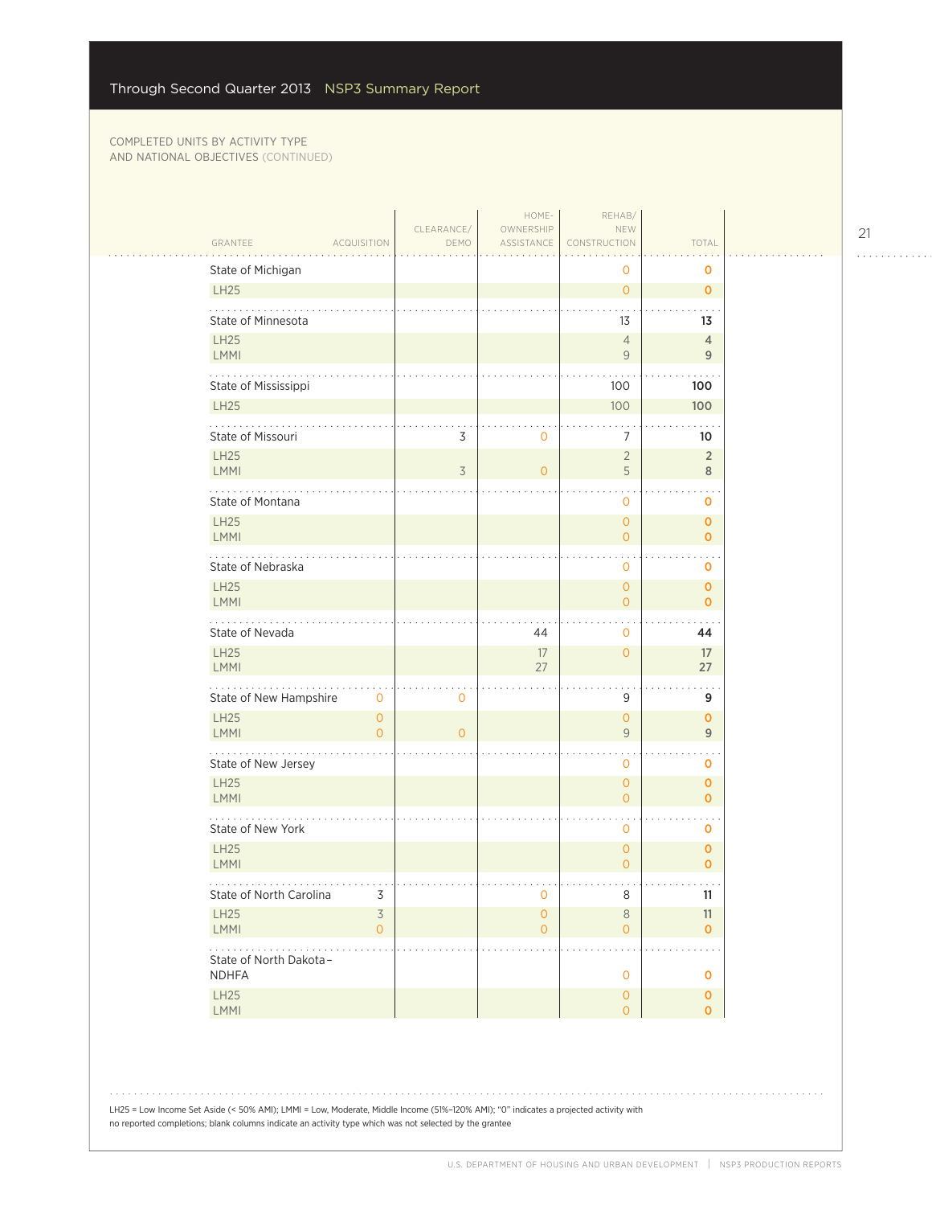COMPLETED UNITS BY ACTIVITY TYPE AND NATIONAL OBJECTIVES (CONTINUED)

| GRANTEE | ACQUISITION | CLEARANCE/ DEMO | HOME-OWNERSHIP ASSISTANCE | REHAB/ NEW CONSTRUCTION | TOTAL |
|---|---|---|---|---|---|
| State of Michigan | | | | 0 | 0 |
| LH25 | | | | 0 | 0 |
| State of Minnesota | | | | 13 | 13 |
| LH25 | | | | 4 | 4 |
| LMMI | | | | 9 | 9 |
| State of Mississippi | | | | 100 | 100 |
| LH25 | | | | 100 | 100 |
| State of Missouri | | 3 | 0 | 7 | 10 |
| LH25 | | | | 2 | 2 |
| LMMI | | 3 | 0 | 5 | 8 |
| State of Montana | | | | 0 | 0 |
| LH25 | | | | 0 | 0 |
| LMMI | | | | 0 | 0 |
| State of Nebraska | | | | 0 | 0 |
| LH25 | | | | 0 | 0 |
| LMMI | | | | 0 | 0 |
| State of Nevada | | | 44 | 0 | 44 |
| LH25 | | | 17 | 0 | 17 |
| LMMI | | | 27 | | 27 |
| State of New Hampshire | 0 | 0 | | 9 | 9 |
| LH25 | 0 | | | 0 | 0 |
| LMMI | 0 | 0 | | 9 | 9 |
| State of New Jersey | | | | 0 | 0 |
| LH25 | | | | 0 | 0 |
| LMMI | | | | 0 | 0 |
| State of New York | | | | 0 | 0 |
| LH25 | | | | 0 | 0 |
| LMMI | | | | 0 | 0 |
| State of North Carolina | 3 | | 0 | 8 | 11 |
| LH25 | 3 | | 0 | 8 | 11 |
| LMMI | 0 | | 0 | 0 | 0 |
| State of North Dakota – NDHFA | | | | 0 | 0 |
| LH25 | | | | 0 | 0 |
| LMMI | | | | 0 | 0 |

LH25 = Low Income Set Aside (< 50% AMI); LMMI = Low, Moderate, Middle Income (51%–120% AMI); "0" indicates a projected activity with no reported completions; blank columns indicate an activity type which was not selected by the grantee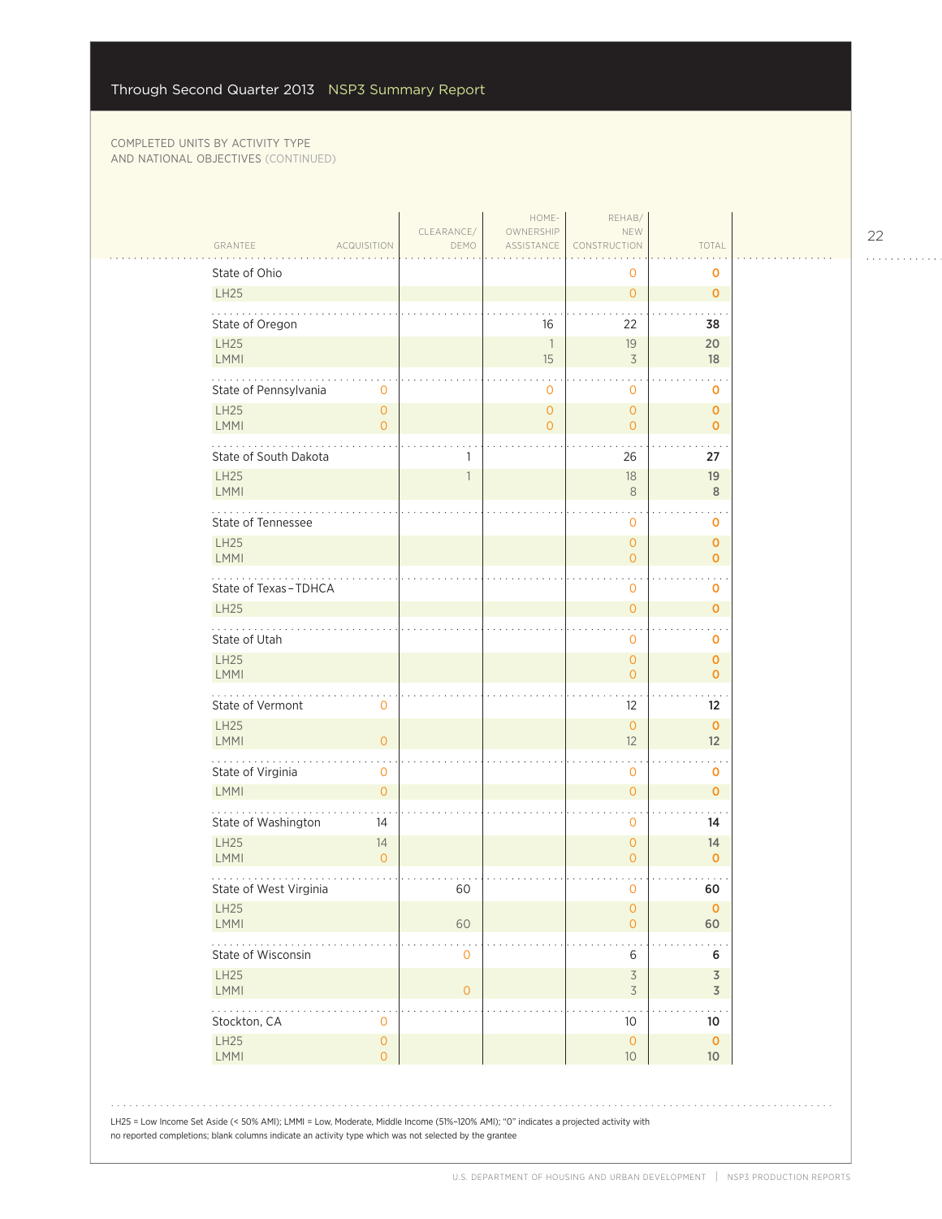COMPLETED UNITS BY ACTIVITY TYPE AND NATIONAL OBJECTIVES (CONTINUED)

| GRANTEE | ACQUISITION | CLEARANCE/ DEMO | HOME-OWNERSHIP ASSISTANCE | REHAB/ NEW CONSTRUCTION | TOTAL |
|---|---|---|---|---|---|
| State of Ohio | | | | 0 | 0 |
| LH25 | | | | 0 | 0 |
| State of Oregon | | | 16 | 22 | 38 |
| LH25 | | | 1 | 19 | 20 |
| LMMI | | | 15 | 3 | 18 |
| State of Pennsylvania | 0 | | 0 | 0 | 0 |
| LH25 | 0 | | 0 | 0 | 0 |
| LMMI | 0 | | 0 | 0 | 0 |
| State of South Dakota | | 1 | | 26 | 27 |
| LH25 | | 1 | | 18 | 19 |
| LMMI | | | | 8 | 8 |
| State of Tennessee | | | | 0 | 0 |
| LH25 | | | | 0 | 0 |
| LMMI | | | | 0 | 0 |
| State of Texas – TDHCA | | | | 0 | 0 |
| LH25 | | | | 0 | 0 |
| State of Utah | | | | 0 | 0 |
| LH25 | | | | 0 | 0 |
| LMMI | | | | 0 | 0 |
| State of Vermont | 0 | | | 12 | 12 |
| LH25 | | | | 0 | 0 |
| LMMI | 0 | | | 12 | 12 |
| State of Virginia | 0 | | | 0 | 0 |
| LMMI | 0 | | | 0 | 0 |
| State of Washington | 14 | | | 0 | 14 |
| LH25 | 14 | | | 0 | 14 |
| LMMI | 0 | | | 0 | 0 |
| State of West Virginia | | 60 | | 0 | 60 |
| LH25 | | | | 0 | 0 |
| LMMI | | 60 | | 0 | 60 |
| State of Wisconsin | | 0 | | 6 | 6 |
| LH25 | | | | 3 | 3 |
| LMMI | | 0 | | 3 | 3 |
| Stockton, CA | 0 | | | 10 | 10 |
| LH25 | 0 | | | 0 | 0 |
| LMMI | 0 | | | 10 | 10 |

LH25 = Low Income Set Aside (< 50% AMI); LMMI = Low, Moderate, Middle Income (51%–120% AMI); "0" indicates a projected activity with no reported completions; blank columns indicate an activity type which was not selected by the grantee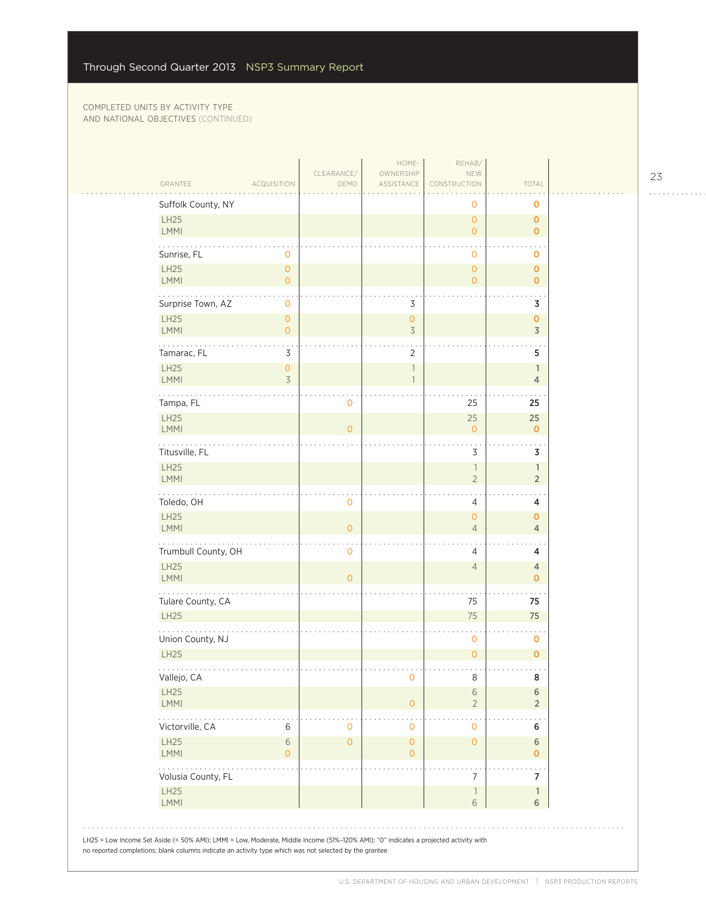## Through Second Quarter 2013 NSP3 Summary Report

COMPLETED UNITS BY ACTIVITY TYPE AND NATIONAL OBJECTIVES (CONTINUED)

| GRANTEE | ACQUISITION | CLEARANCE/ DEMO | HOME-OWNERSHIP ASSISTANCE | REHAB/ NEW CONSTRUCTION | TOTAL |
|---|---|---|---|---|---|
| Suffolk County, NY | | | | 0 | 0 |
| LH25 | | | | 0 | 0 |
| LMMI | | | | 0 | 0 |
| Sunrise, FL | 0 | | | 0 | 0 |
| LH25 | 0 | | | 0 | 0 |
| LMMI | 0 | | | 0 | 0 |
| Surprise Town, AZ | 0 | | 3 | | 3 |
| LH25 | 0 | | 0 | | 0 |
| LMMI | 0 | | 3 | | 3 |
| Tamarac, FL | 3 | | 2 | | 5 |
| LH25 | 0 | | 1 | | 1 |
| LMMI | 3 | | 1 | | 4 |
| Tampa, FL | | 0 | | 25 | 25 |
| LH25 | | | | 25 | 25 |
| LMMI | | 0 | | 0 | 0 |
| Titusville, FL | | | | 3 | 3 |
| LH25 | | | | 1 | 1 |
| LMMI | | | | 2 | 2 |
| Toledo, OH | | 0 | | 4 | 4 |
| LH25 | | | | 0 | 0 |
| LMMI | | 0 | | 4 | 4 |
| Trumbull County, OH | | 0 | | 4 | 4 |
| LH25 | | | | 4 | 4 |
| LMMI | | 0 | | | 0 |
| Tulare County, CA | | | | 75 | 75 |
| LH25 | | | | 75 | 75 |
| Union County, NJ | | | | 0 | 0 |
| LH25 | | | | 0 | 0 |
| Vallejo, CA | | | 0 | 8 | 8 |
| LH25 | | | | 6 | 6 |
| LMMI | | | 0 | 2 | 2 |
| Victorville, CA | 6 | 0 | 0 | 0 | 6 |
| LH25 | 6 | 0 | 0 | 0 | 6 |
| LMMI | 0 | | 0 | | 0 |
| Volusia County, FL | | | | 7 | 7 |
| LH25 | | | | 1 | 1 |
| LMMI | | | | 6 | 6 |

LH25 = Low Income Set Aside (< 50% AMI); LMMI = Low, Moderate, Middle Income (51%–120% AMI); "0" indicates a projected activity with no reported completions; blank columns indicate an activity type which was not selected by the grantee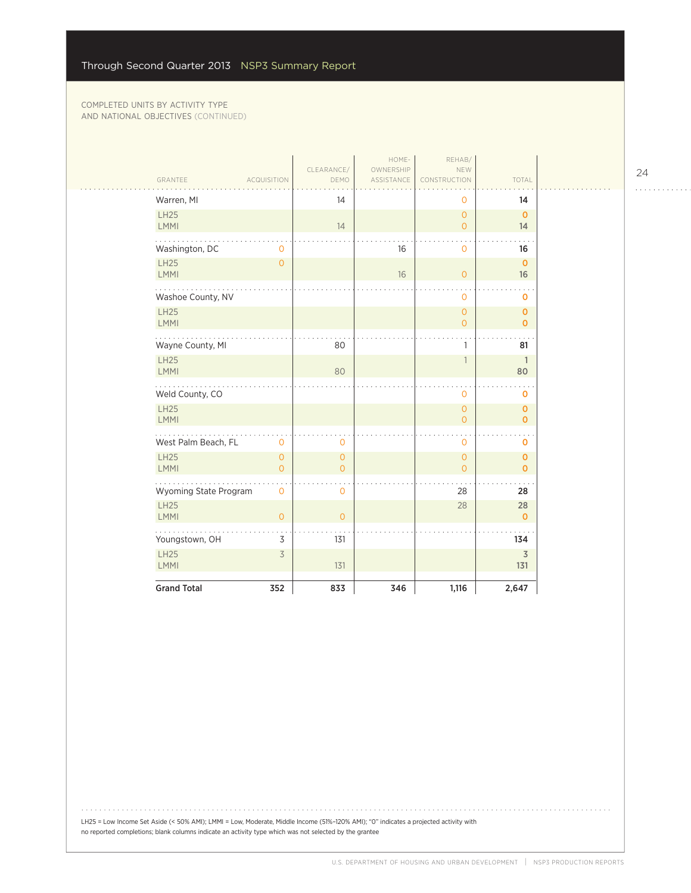COMPLETED UNITS BY ACTIVITY TYPE AND NATIONAL OBJECTIVES (CONTINUED)

| GRANTEE | ACQUISITION | CLEARANCE/ DEMO | HOME-OWNERSHIP ASSISTANCE | REHAB/ NEW CONSTRUCTION | TOTAL |
|---|---|---|---|---|---|
| Warren, MI | | 14 | | 0 | 14 |
| LH25 | | | | 0 | 0 |
| LMMI | | 14 | | 0 | 14 |
| Washington, DC | 0 | | 16 | 0 | 16 |
| LH25 | 0 | | | | 0 |
| LMMI | | | 16 | 0 | 16 |
| Washoe County, NV | | | | 0 | 0 |
| LH25 | | | | 0 | 0 |
| LMMI | | | | 0 | 0 |
| Wayne County, MI | | 80 | | 1 | 81 |
| LH25 | | | | 1 | 1 |
| LMMI | | 80 | | | 80 |
| Weld County, CO | | | | 0 | 0 |
| LH25 | | | | 0 | 0 |
| LMMI | | | | 0 | 0 |
| West Palm Beach, FL | 0 | 0 | | 0 | 0 |
| LH25 | 0 | 0 | | 0 | 0 |
| LMMI | 0 | 0 | | 0 | 0 |
| Wyoming State Program | 0 | 0 | | 28 | 28 |
| LH25 | | | | 28 | 28 |
| LMMI | 0 | 0 | | | 0 |
| Youngstown, OH | 3 | 131 | | | 134 |
| LH25 | 3 | | | | 3 |
| LMMI | | 131 | | | 131 |
| **Grand Total** | **352** | **833** | **346** | **1,116** | **2,647** |

LH25 = Low Income Set Aside (< 50% AMI); LMMI = Low, Moderate, Middle Income (51%–120% AMI); "0" indicates a projected activity with no reported completions; blank columns indicate an activity type which was not selected by the grantee